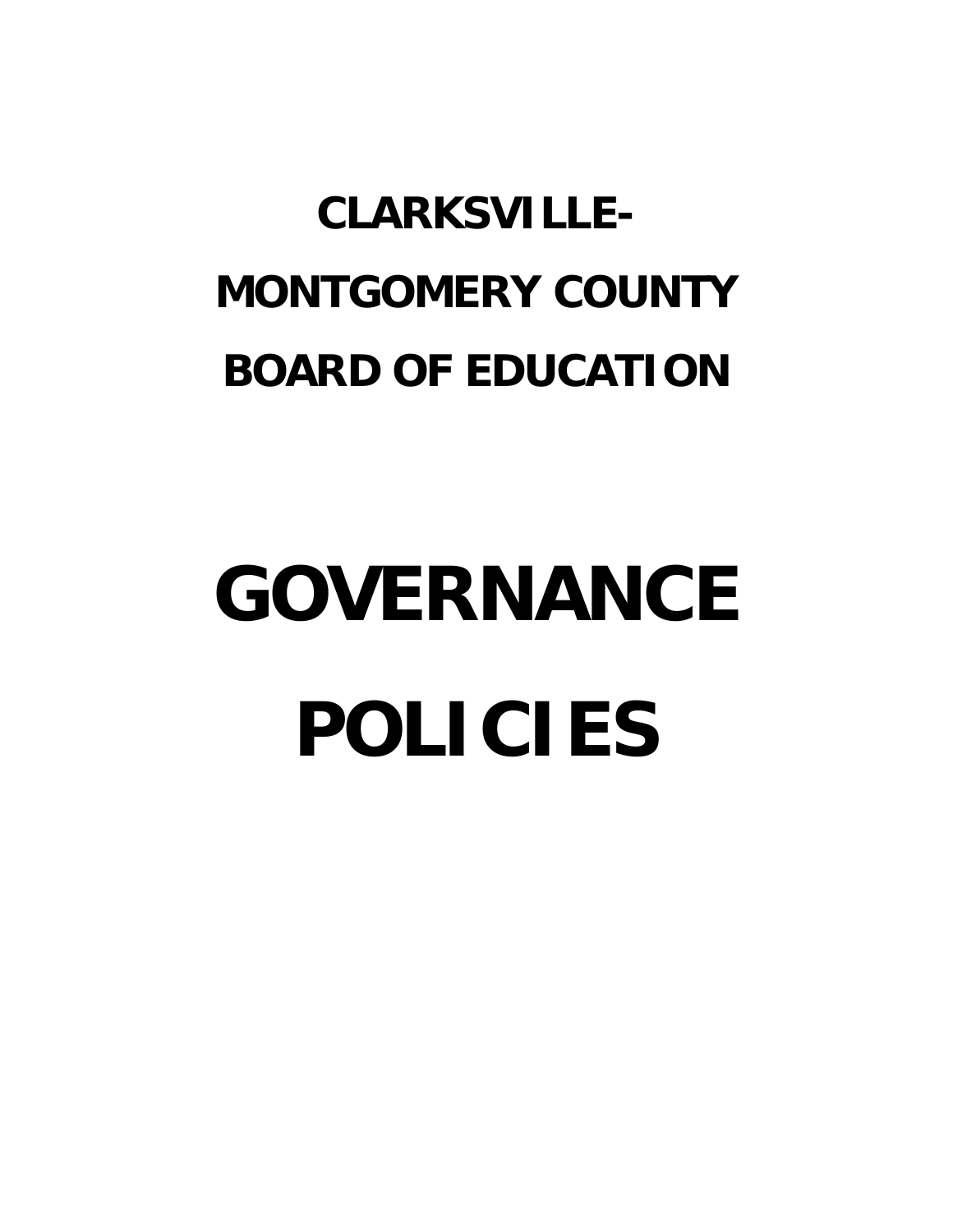# CLARKSVILLE-MONTGOMERY COUNTY BOARD OF EDUCATION

# GOVERNANCE POLICIES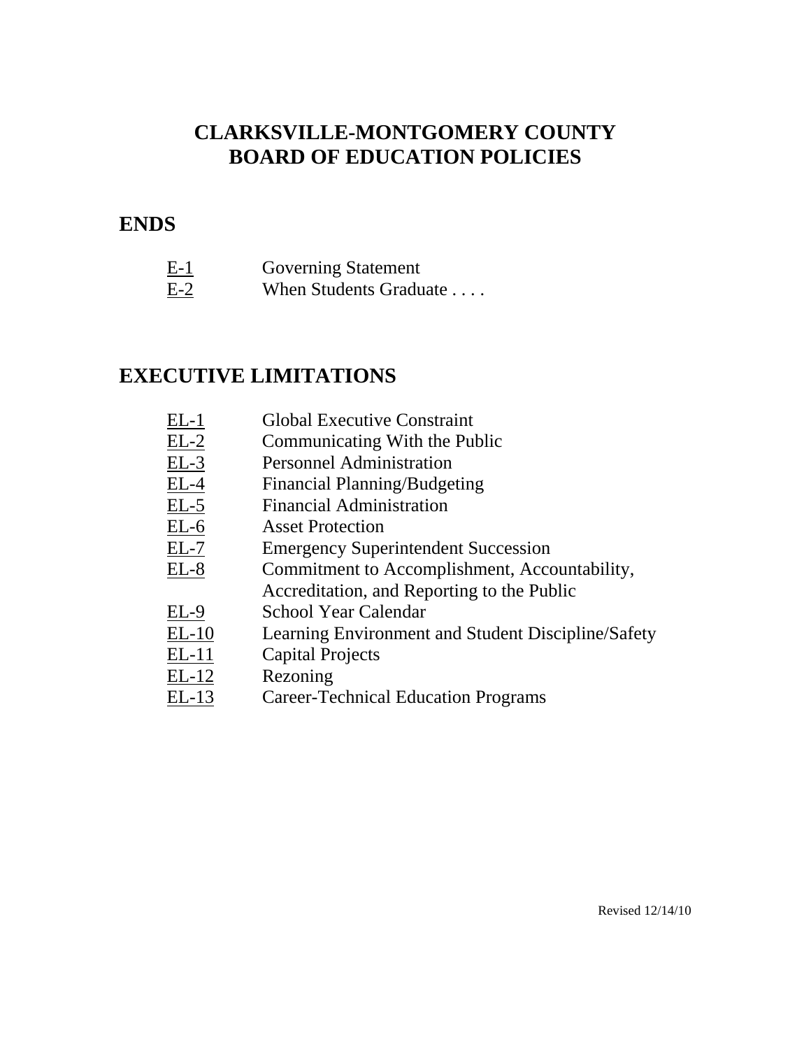# CLARKSVILLE-MONTGOMERY COUNTY BOARD OF EDUCATION POLICIES

## ENDS

| | |
|---|---|
| E-1 | Governing Statement |
| E-2 | When Students Graduate . . . . |

## EXECUTIVE LIMITATIONS

| | |
|---|---|
| EL-1 | Global Executive Constraint |
| EL-2 | Communicating With the Public |
| EL-3 | Personnel Administration |
| EL-4 | Financial Planning/Budgeting |
| EL-5 | Financial Administration |
| EL-6 | Asset Protection |
| EL-7 | Emergency Superintendent Succession |
| EL-8 | Commitment to Accomplishment, Accountability, Accreditation, and Reporting to the Public |
| EL-9 | School Year Calendar |
| EL-10 | Learning Environment and Student Discipline/Safety |
| EL-11 | Capital Projects |
| EL-12 | Rezoning |
| EL-13 | Career-Technical Education Programs |

Revised 12/14/10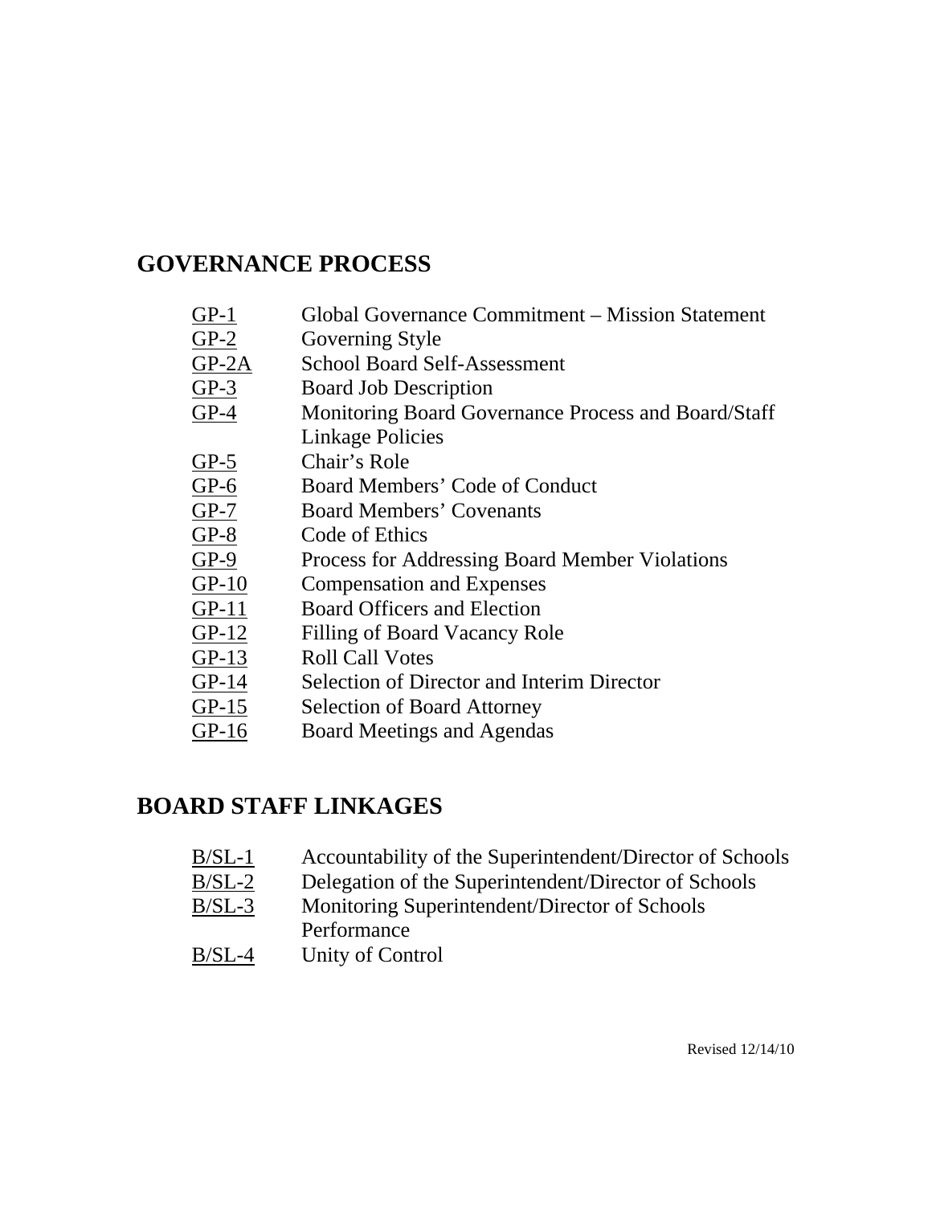## GOVERNANCE PROCESS

| | |
|---|---|
| GP-1 | Global Governance Commitment – Mission Statement |
| GP-2 | Governing Style |
| GP-2A | School Board Self-Assessment |
| GP-3 | Board Job Description |
| GP-4 | Monitoring Board Governance Process and Board/Staff Linkage Policies |
| GP-5 | Chair's Role |
| GP-6 | Board Members' Code of Conduct |
| GP-7 | Board Members' Covenants |
| GP-8 | Code of Ethics |
| GP-9 | Process for Addressing Board Member Violations |
| GP-10 | Compensation and Expenses |
| GP-11 | Board Officers and Election |
| GP-12 | Filling of Board Vacancy Role |
| GP-13 | Roll Call Votes |
| GP-14 | Selection of Director and Interim Director |
| GP-15 | Selection of Board Attorney |
| GP-16 | Board Meetings and Agendas |

## BOARD STAFF LINKAGES

| | |
|---|---|
| B/SL-1 | Accountability of the Superintendent/Director of Schools |
| B/SL-2 | Delegation of the Superintendent/Director of Schools |
| B/SL-3 | Monitoring Superintendent/Director of Schools Performance |
| B/SL-4 | Unity of Control |

Revised 12/14/10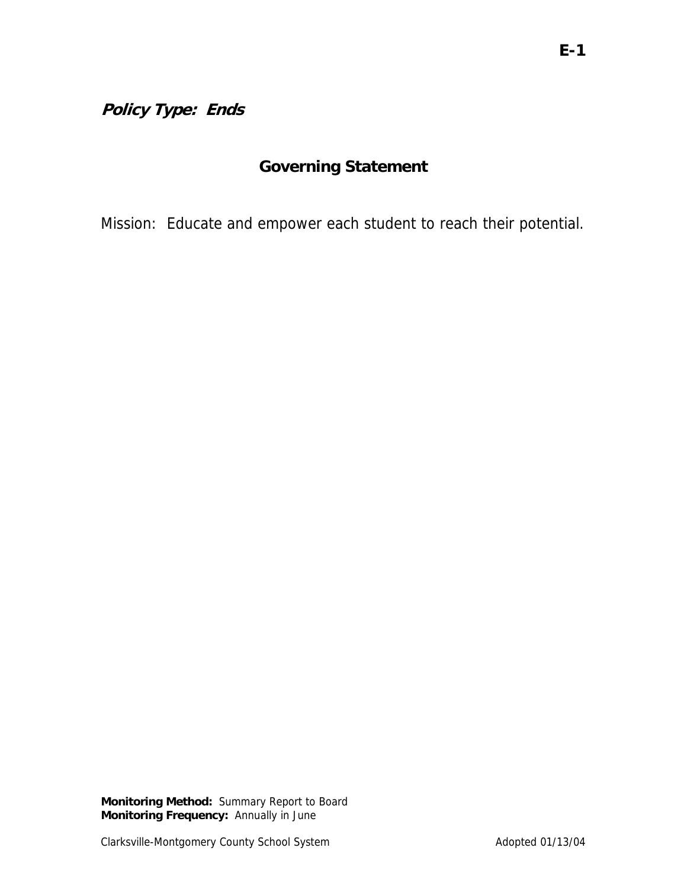**E-1**

***Policy Type: Ends***

## Governing Statement

Mission: Educate and empower each student to reach their potential.

**Monitoring Method:** Summary Report to Board
**Monitoring Frequency:** Annually in June

Clarksville-Montgomery County School System Adopted 01/13/04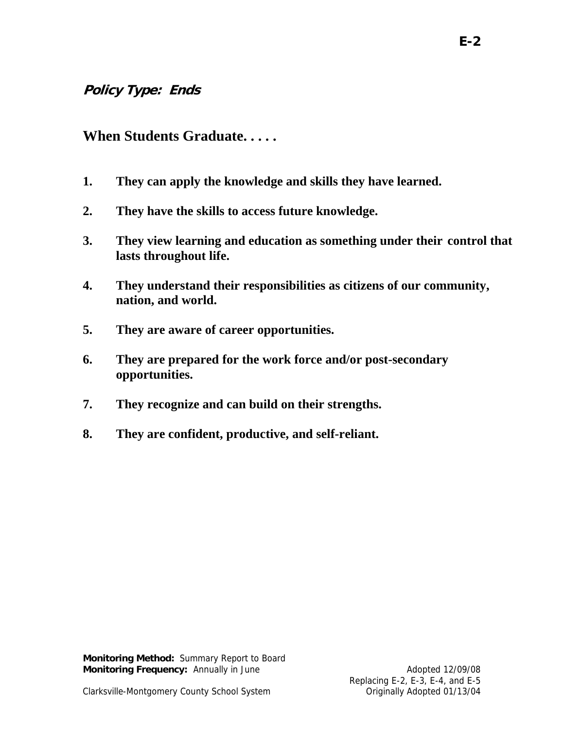E-2

***Policy Type: Ends***

## When Students Graduate. . . . .

1. **They can apply the knowledge and skills they have learned.**

2. **They have the skills to access future knowledge.**

3. **They view learning and education as something under their control that lasts throughout life.**

4. **They understand their responsibilities as citizens of our community, nation, and world.**

5. **They are aware of career opportunities.**

6. **They are prepared for the work force and/or post-secondary opportunities.**

7. **They recognize and can build on their strengths.**

8. **They are confident, productive, and self-reliant.**

**Monitoring Method:** Summary Report to Board
**Monitoring Frequency:** Annually in June

Adopted 12/09/08
Replacing E-2, E-3, E-4, and E-5
Originally Adopted 01/13/04

Clarksville-Montgomery County School System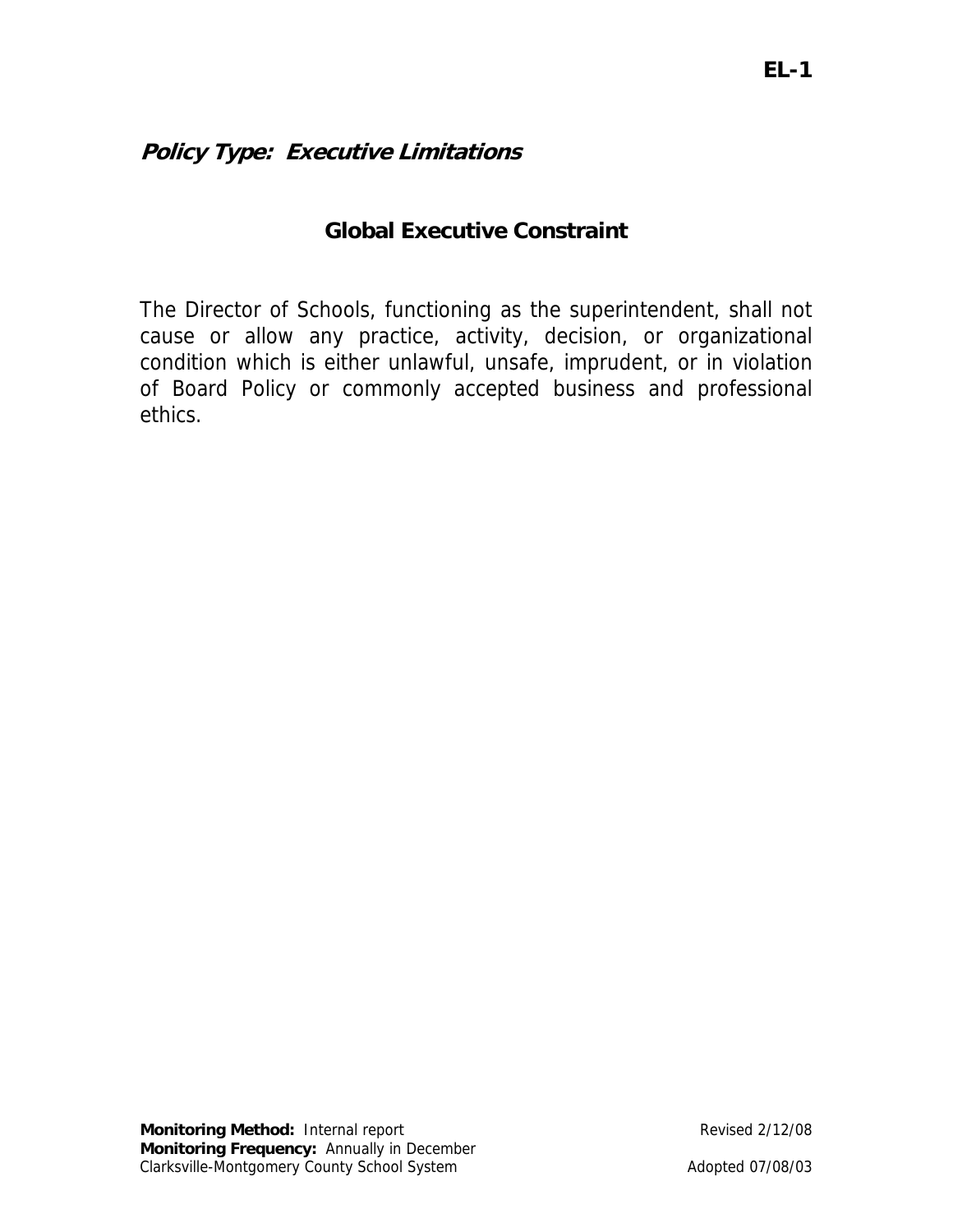**EL-1**

***Policy Type: Executive Limitations***

## Global Executive Constraint

The Director of Schools, functioning as the superintendent, shall not cause or allow any practice, activity, decision, or organizational condition which is either unlawful, unsafe, imprudent, or in violation of Board Policy or commonly accepted business and professional ethics.

**Monitoring Method:** Internal report
**Monitoring Frequency:** Annually in December
Clarksville-Montgomery County School System

Revised 2/12/08
Adopted 07/08/03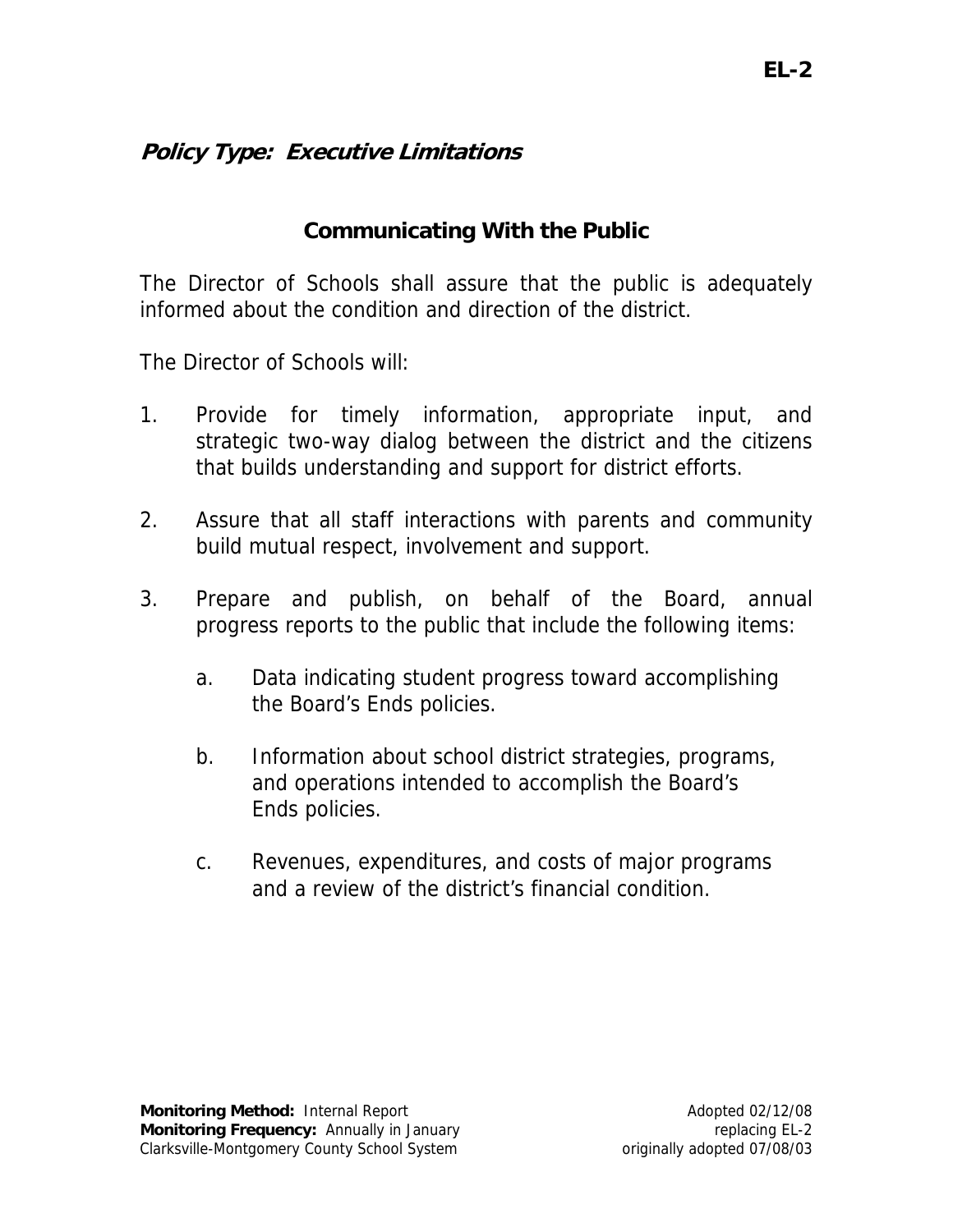EL-2

***Policy Type: Executive Limitations***

## Communicating With the Public

The Director of Schools shall assure that the public is adequately informed about the condition and direction of the district.

The Director of Schools will:

1. Provide for timely information, appropriate input, and strategic two-way dialog between the district and the citizens that builds understanding and support for district efforts.

2. Assure that all staff interactions with parents and community build mutual respect, involvement and support.

3. Prepare and publish, on behalf of the Board, annual progress reports to the public that include the following items:

    a. Data indicating student progress toward accomplishing the Board's Ends policies.

    b. Information about school district strategies, programs, and operations intended to accomplish the Board's Ends policies.

    c. Revenues, expenditures, and costs of major programs and a review of the district's financial condition.

**Monitoring Method:** Internal Report
**Monitoring Frequency:** Annually in January
Clarksville-Montgomery County School System

Adopted 02/12/08
replacing EL-2
originally adopted 07/08/03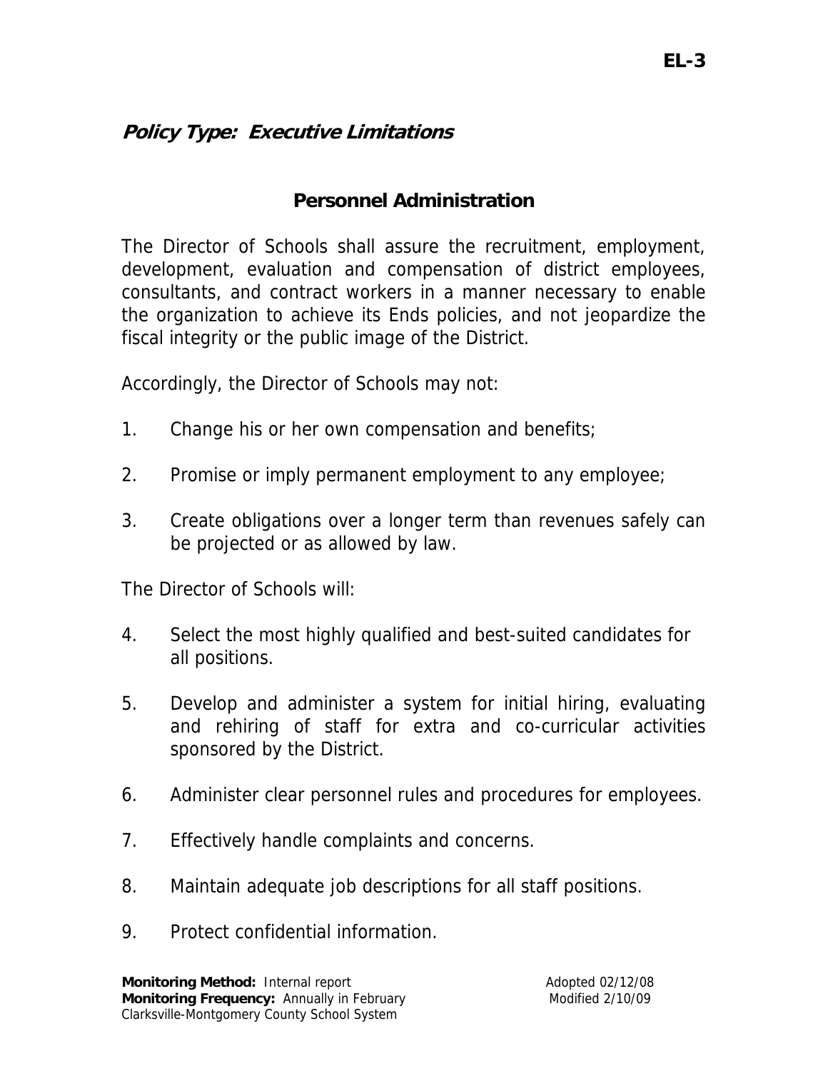**EL-3**

***Policy Type: Executive Limitations***

## Personnel Administration

The Director of Schools shall assure the recruitment, employment, development, evaluation and compensation of district employees, consultants, and contract workers in a manner necessary to enable the organization to achieve its Ends policies, and not jeopardize the fiscal integrity or the public image of the District.

Accordingly, the Director of Schools may not:

1. Change his or her own compensation and benefits;
2. Promise or imply permanent employment to any employee;
3. Create obligations over a longer term than revenues safely can be projected or as allowed by law.

The Director of Schools will:

4. Select the most highly qualified and best-suited candidates for all positions.
5. Develop and administer a system for initial hiring, evaluating and rehiring of staff for extra and co-curricular activities sponsored by the District.
6. Administer clear personnel rules and procedures for employees.
7. Effectively handle complaints and concerns.
8. Maintain adequate job descriptions for all staff positions.
9. Protect confidential information.

**Monitoring Method:** Internal report
**Monitoring Frequency:** Annually in February
Clarksville-Montgomery County School System

Adopted 02/12/08
Modified 2/10/09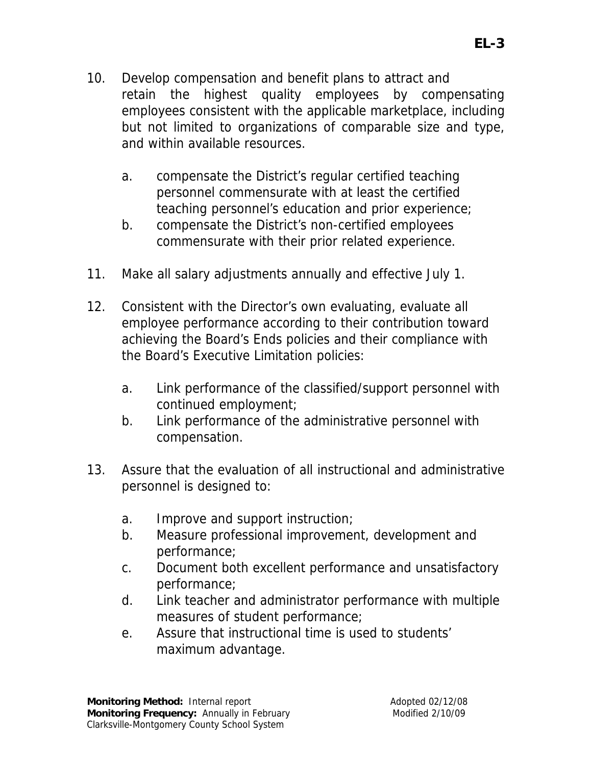10. Develop compensation and benefit plans to attract and retain the highest quality employees by compensating employees consistent with the applicable marketplace, including but not limited to organizations of comparable size and type, and within available resources.

    a. compensate the District's regular certified teaching personnel commensurate with at least the certified teaching personnel's education and prior experience;
    b. compensate the District's non-certified employees commensurate with their prior related experience.

11. Make all salary adjustments annually and effective July 1.

12. Consistent with the Director's own evaluating, evaluate all employee performance according to their contribution toward achieving the Board's Ends policies and their compliance with the Board's Executive Limitation policies:

    a. Link performance of the classified/support personnel with continued employment;
    b. Link performance of the administrative personnel with compensation.

13. Assure that the evaluation of all instructional and administrative personnel is designed to:

    a. Improve and support instruction;
    b. Measure professional improvement, development and performance;
    c. Document both excellent performance and unsatisfactory performance;
    d. Link teacher and administrator performance with multiple measures of student performance;
    e. Assure that instructional time is used to students' maximum advantage.

**Monitoring Method:** Internal report
**Monitoring Frequency:** Annually in February
Clarksville-Montgomery County School System

Adopted 02/12/08
Modified 2/10/09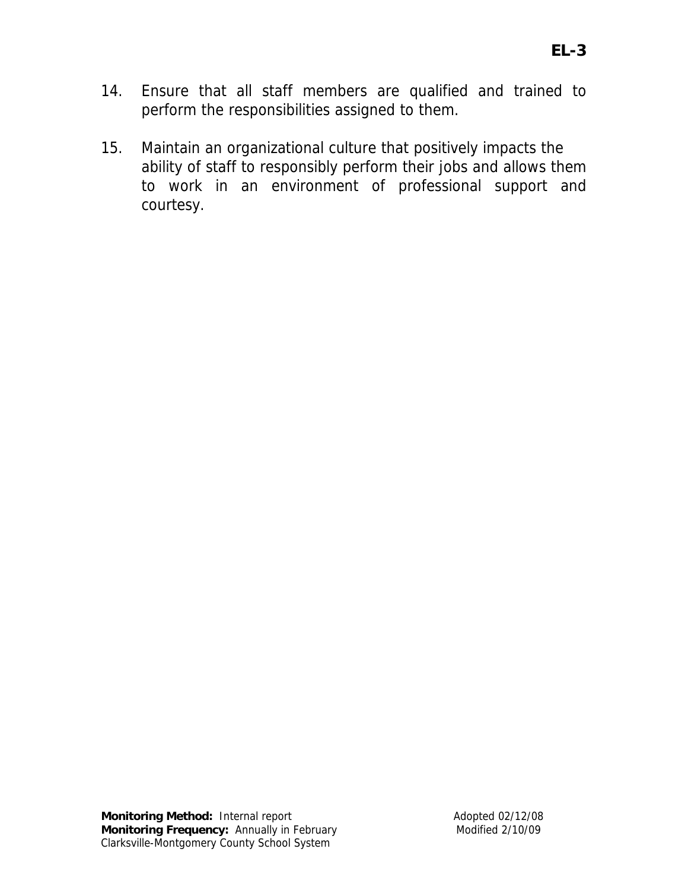14. Ensure that all staff members are qualified and trained to perform the responsibilities assigned to them.

15. Maintain an organizational culture that positively impacts the ability of staff to responsibly perform their jobs and allows them to work in an environment of professional support and courtesy.

**Monitoring Method:** Internal report
**Monitoring Frequency:** Annually in February
Clarksville-Montgomery County School System

Adopted 02/12/08
Modified 2/10/09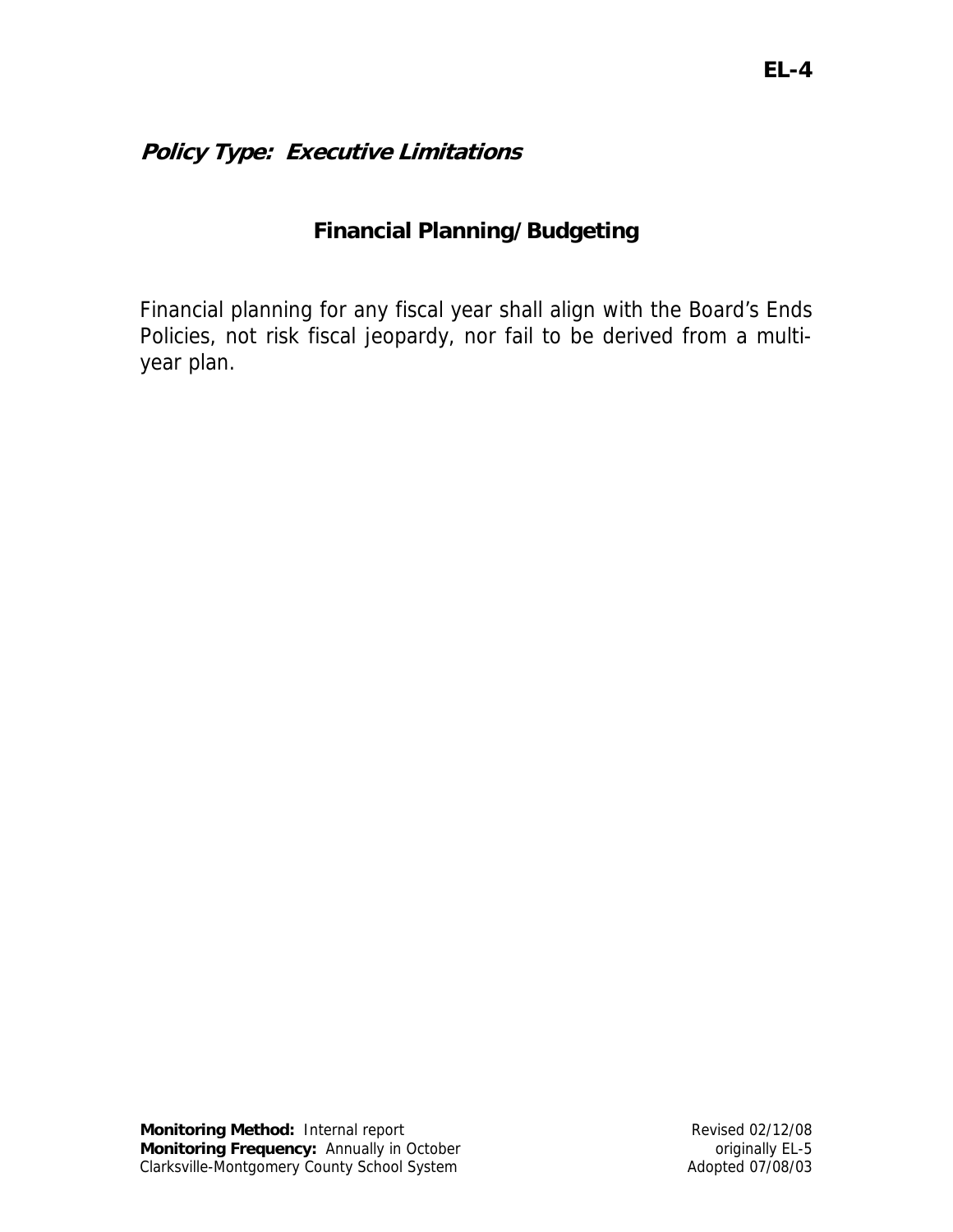**EL-4**

***Policy Type: Executive Limitations***

## Financial Planning/Budgeting

Financial planning for any fiscal year shall align with the Board's Ends Policies, not risk fiscal jeopardy, nor fail to be derived from a multi-year plan.

**Monitoring Method:** Internal report
**Monitoring Frequency:** Annually in October
Clarksville-Montgomery County School System

Revised 02/12/08
originally EL-5
Adopted 07/08/03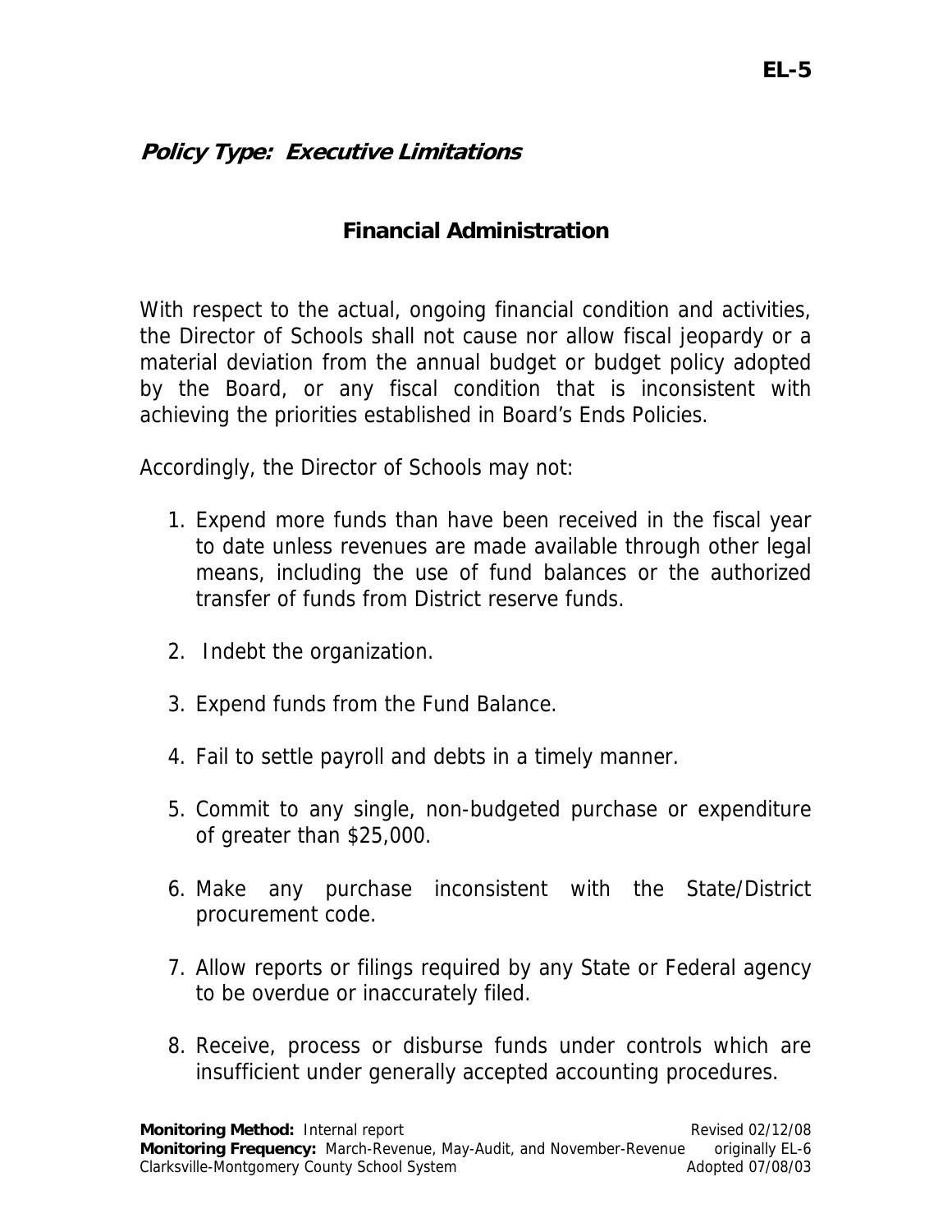**EL-5**

***Policy Type: Executive Limitations***

## Financial Administration

With respect to the actual, ongoing financial condition and activities, the Director of Schools shall not cause nor allow fiscal jeopardy or a material deviation from the annual budget or budget policy adopted by the Board, or any fiscal condition that is inconsistent with achieving the priorities established in Board's Ends Policies.

Accordingly, the Director of Schools may not:

1. Expend more funds than have been received in the fiscal year to date unless revenues are made available through other legal means, including the use of fund balances or the authorized transfer of funds from District reserve funds.
2. Indebt the organization.
3. Expend funds from the Fund Balance.
4. Fail to settle payroll and debts in a timely manner.
5. Commit to any single, non-budgeted purchase or expenditure of greater than $25,000.
6. Make any purchase inconsistent with the State/District procurement code.
7. Allow reports or filings required by any State or Federal agency to be overdue or inaccurately filed.
8. Receive, process or disburse funds under controls which are insufficient under generally accepted accounting procedures.

**Monitoring Method:** Internal report
**Monitoring Frequency:** March-Revenue, May-Audit, and November-Revenue
Clarksville-Montgomery County School System

Revised 02/12/08
originally EL-6
Adopted 07/08/03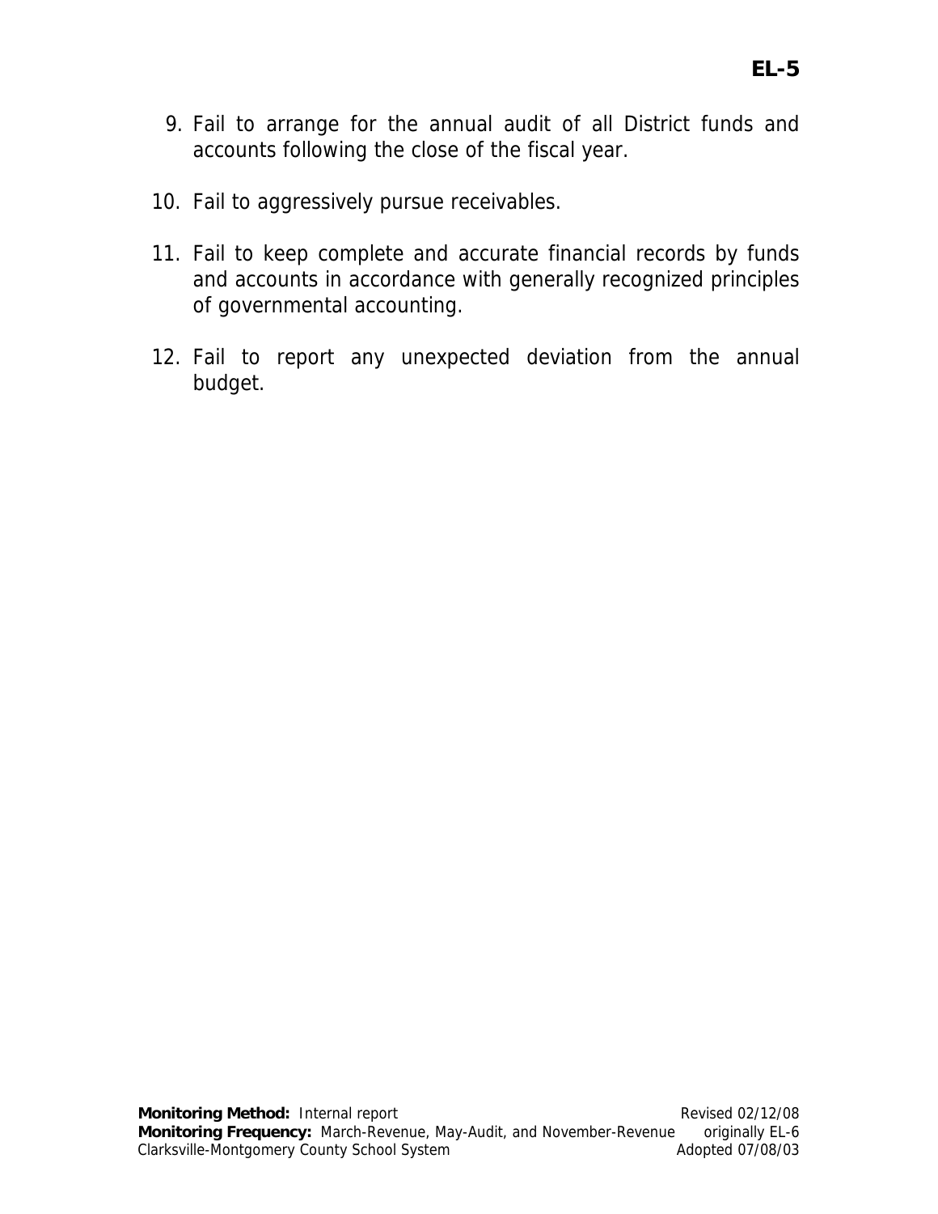9. Fail to arrange for the annual audit of all District funds and accounts following the close of the fiscal year.

10. Fail to aggressively pursue receivables.

11. Fail to keep complete and accurate financial records by funds and accounts in accordance with generally recognized principles of governmental accounting.

12. Fail to report any unexpected deviation from the annual budget.

**Monitoring Method:** Internal report
**Monitoring Frequency:** March-Revenue, May-Audit, and November-Revenue

Revised 02/12/08
originally EL-6
Adopted 07/08/03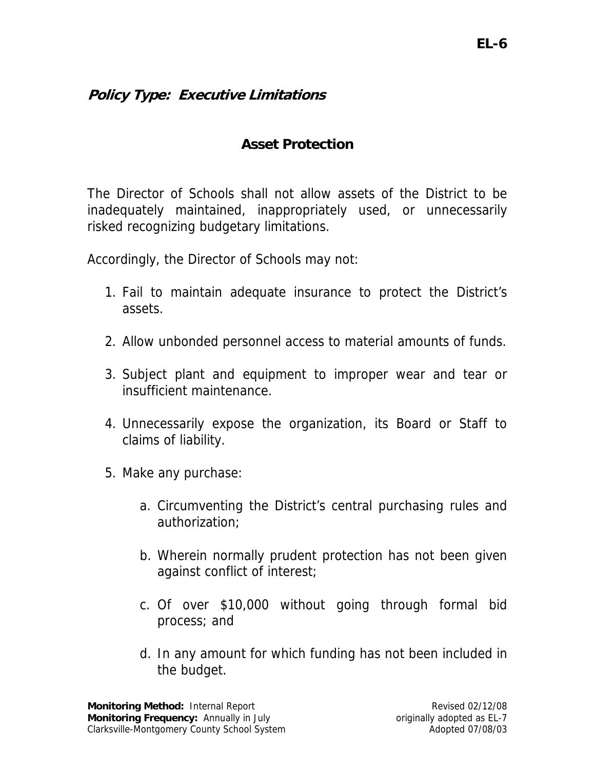EL-6

***Policy Type: Executive Limitations***

## Asset Protection

The Director of Schools shall not allow assets of the District to be inadequately maintained, inappropriately used, or unnecessarily risked recognizing budgetary limitations.

Accordingly, the Director of Schools may not:

1. Fail to maintain adequate insurance to protect the District's assets.

2. Allow unbonded personnel access to material amounts of funds.

3. Subject plant and equipment to improper wear and tear or insufficient maintenance.

4. Unnecessarily expose the organization, its Board or Staff to claims of liability.

5. Make any purchase:

    a. Circumventing the District's central purchasing rules and authorization;

    b. Wherein normally prudent protection has not been given against conflict of interest;

    c. Of over $10,000 without going through formal bid process; and

    d. In any amount for which funding has not been included in the budget.

**Monitoring Method:** Internal Report
**Monitoring Frequency:** Annually in July
Clarksville-Montgomery County School System

Revised 02/12/08
originally adopted as EL-7
Adopted 07/08/03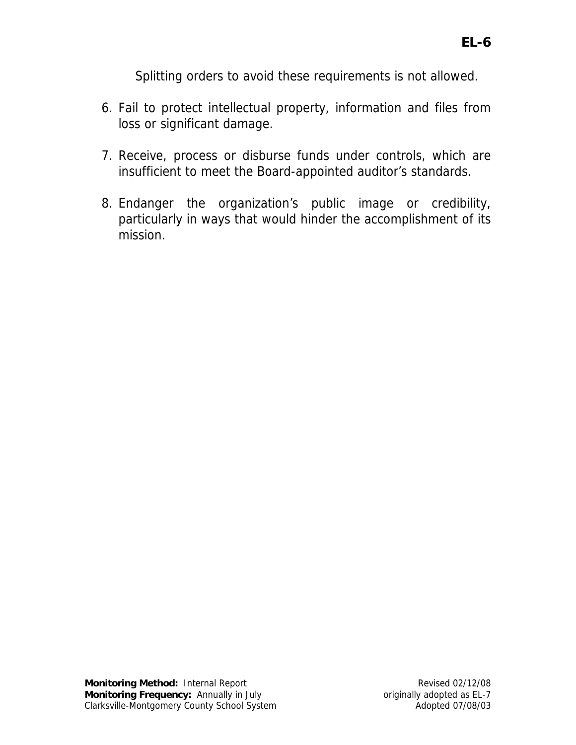Splitting orders to avoid these requirements is not allowed.

6. Fail to protect intellectual property, information and files from loss or significant damage.

7. Receive, process or disburse funds under controls, which are insufficient to meet the Board-appointed auditor's standards.

8. Endanger the organization's public image or credibility, particularly in ways that would hinder the accomplishment of its mission.

**Monitoring Method:** Internal Report
**Monitoring Frequency:** Annually in July
Clarksville-Montgomery County School System

Revised 02/12/08
originally adopted as EL-7
Adopted 07/08/03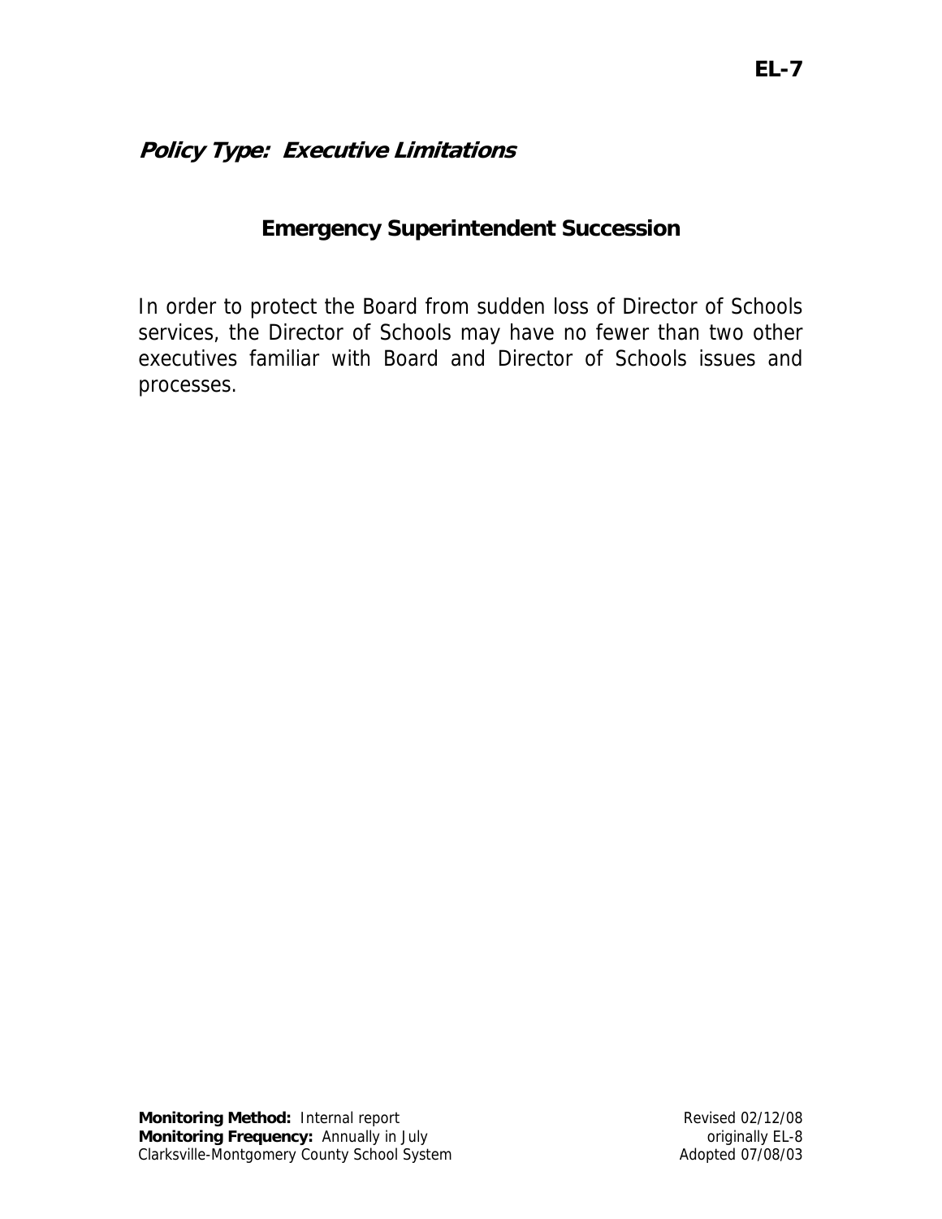**EL-7**

***Policy Type: Executive Limitations***

## Emergency Superintendent Succession

In order to protect the Board from sudden loss of Director of Schools services, the Director of Schools may have no fewer than two other executives familiar with Board and Director of Schools issues and processes.

**Monitoring Method:** Internal report
**Monitoring Frequency:** Annually in July
Clarksville-Montgomery County School System

Revised 02/12/08
originally EL-8
Adopted 07/08/03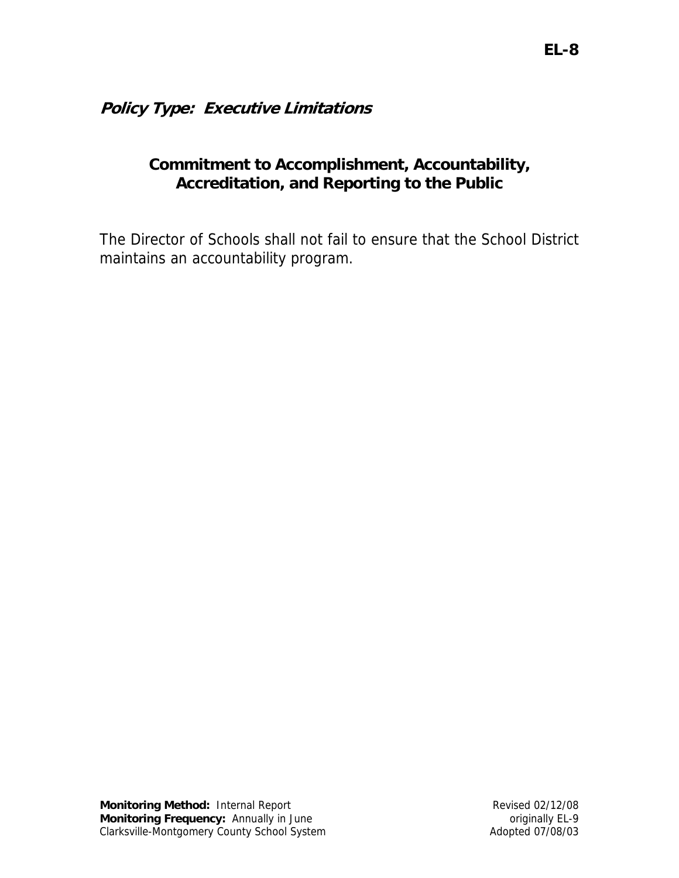**EL-8**

***Policy Type: Executive Limitations***

## Commitment to Accomplishment, Accountability, Accreditation, and Reporting to the Public

The Director of Schools shall not fail to ensure that the School District maintains an accountability program.

**Monitoring Method:** Internal Report
**Monitoring Frequency:** Annually in June
Clarksville-Montgomery County School System

Revised 02/12/08
originally EL-9
Adopted 07/08/03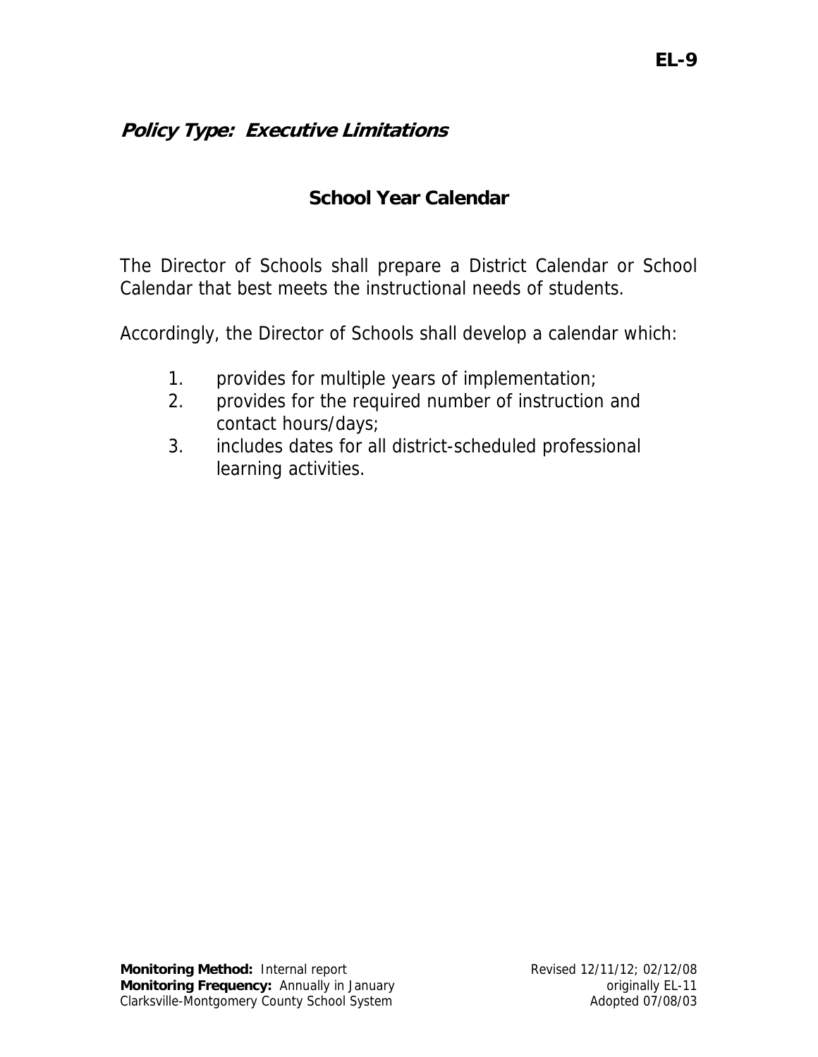EL-9

***Policy Type: Executive Limitations***

## School Year Calendar

The Director of Schools shall prepare a District Calendar or School Calendar that best meets the instructional needs of students.

Accordingly, the Director of Schools shall develop a calendar which:

1. provides for multiple years of implementation;
2. provides for the required number of instruction and contact hours/days;
3. includes dates for all district-scheduled professional learning activities.

**Monitoring Method:** Internal report
**Monitoring Frequency:** Annually in January
Clarksville-Montgomery County School System

Revised 12/11/12; 02/12/08
originally EL-11
Adopted 07/08/03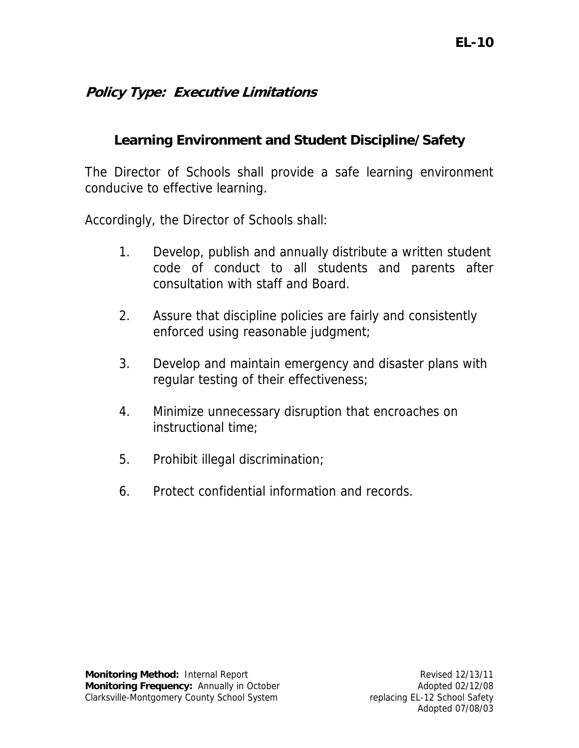EL-10

***Policy Type: Executive Limitations***

## Learning Environment and Student Discipline/Safety

The Director of Schools shall provide a safe learning environment conducive to effective learning.

Accordingly, the Director of Schools shall:

1. Develop, publish and annually distribute a written student code of conduct to all students and parents after consultation with staff and Board.
2. Assure that discipline policies are fairly and consistently enforced using reasonable judgment;
3. Develop and maintain emergency and disaster plans with regular testing of their effectiveness;
4. Minimize unnecessary disruption that encroaches on instructional time;
5. Prohibit illegal discrimination;
6. Protect confidential information and records.

**Monitoring Method:** Internal Report
**Monitoring Frequency:** Annually in October
Clarksville-Montgomery County School System

Revised 12/13/11
Adopted 02/12/08
replacing EL-12 School Safety
Adopted 07/08/03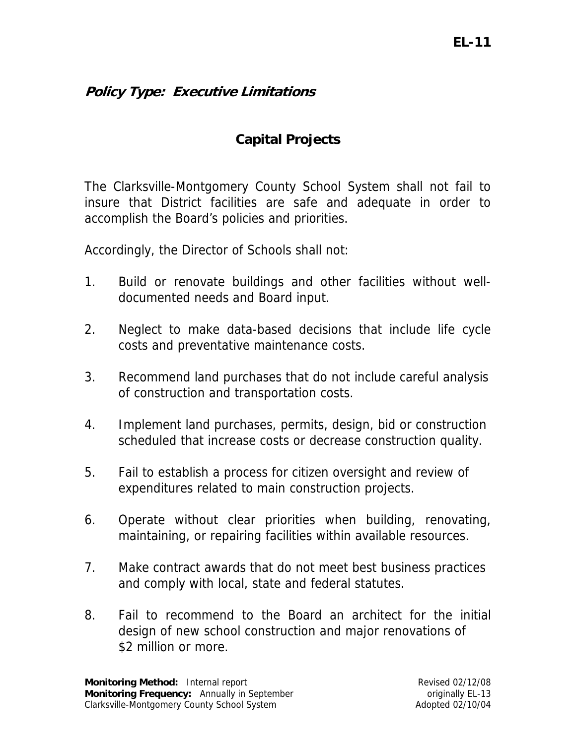**EL-11**

***Policy Type: Executive Limitations***

## Capital Projects

The Clarksville-Montgomery County School System shall not fail to insure that District facilities are safe and adequate in order to accomplish the Board's policies and priorities.

Accordingly, the Director of Schools shall not:

1. Build or renovate buildings and other facilities without well-documented needs and Board input.

2. Neglect to make data-based decisions that include life cycle costs and preventative maintenance costs.

3. Recommend land purchases that do not include careful analysis of construction and transportation costs.

4. Implement land purchases, permits, design, bid or construction scheduled that increase costs or decrease construction quality.

5. Fail to establish a process for citizen oversight and review of expenditures related to main construction projects.

6. Operate without clear priorities when building, renovating, maintaining, or repairing facilities within available resources.

7. Make contract awards that do not meet best business practices and comply with local, state and federal statutes.

8. Fail to recommend to the Board an architect for the initial design of new school construction and major renovations of $2 million or more.

**Monitoring Method:** Internal report
**Monitoring Frequency:** Annually in September
Clarksville-Montgomery County School System

Revised 02/12/08
originally EL-13
Adopted 02/10/04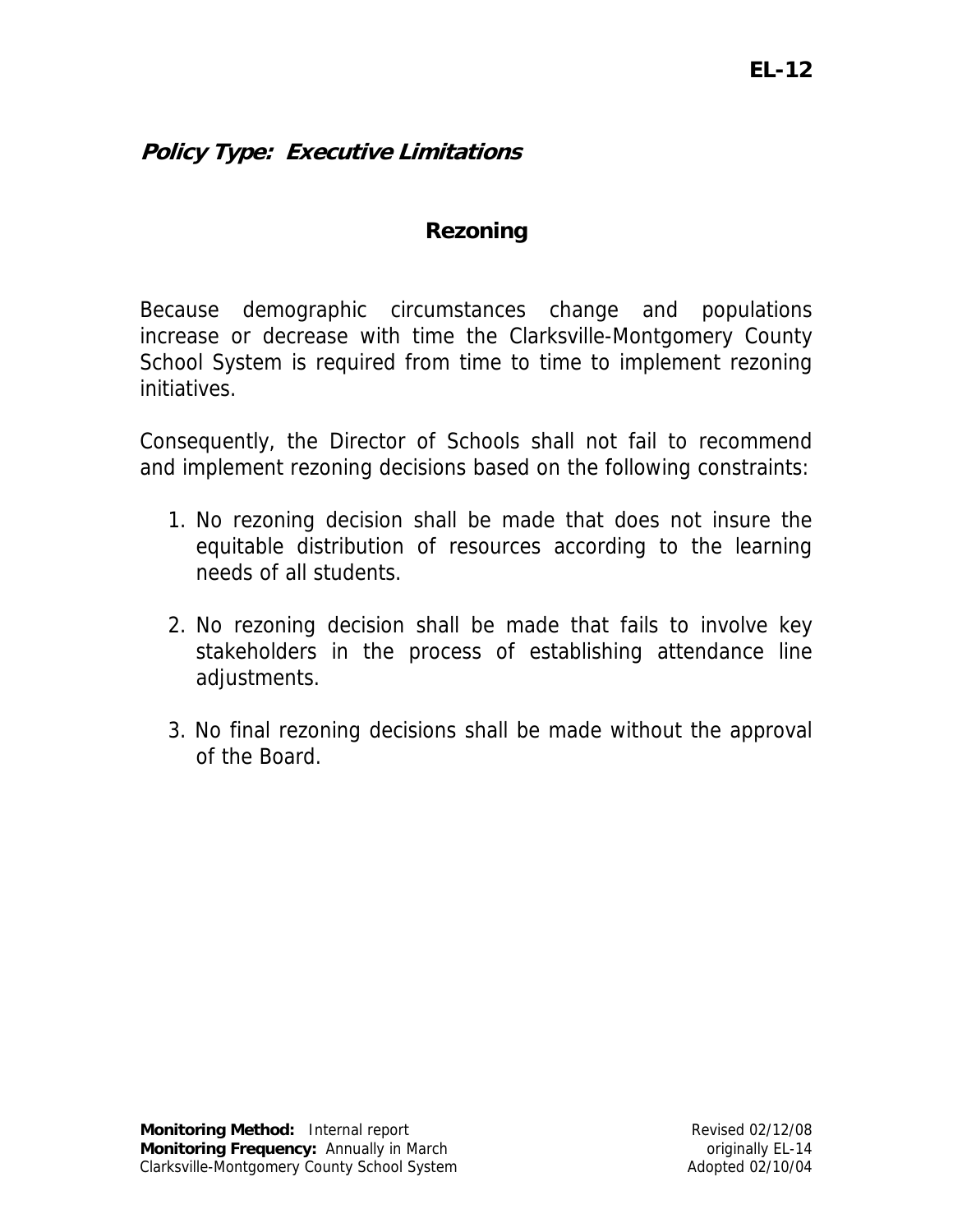**EL-12**

***Policy Type: Executive Limitations***

## Rezoning

Because demographic circumstances change and populations increase or decrease with time the Clarksville-Montgomery County School System is required from time to time to implement rezoning initiatives.

Consequently, the Director of Schools shall not fail to recommend and implement rezoning decisions based on the following constraints:

1. No rezoning decision shall be made that does not insure the equitable distribution of resources according to the learning needs of all students.

2. No rezoning decision shall be made that fails to involve key stakeholders in the process of establishing attendance line adjustments.

3. No final rezoning decisions shall be made without the approval of the Board.

**Monitoring Method:** Internal report
**Monitoring Frequency:** Annually in March
Clarksville-Montgomery County School System

Revised 02/12/08
originally EL-14
Adopted 02/10/04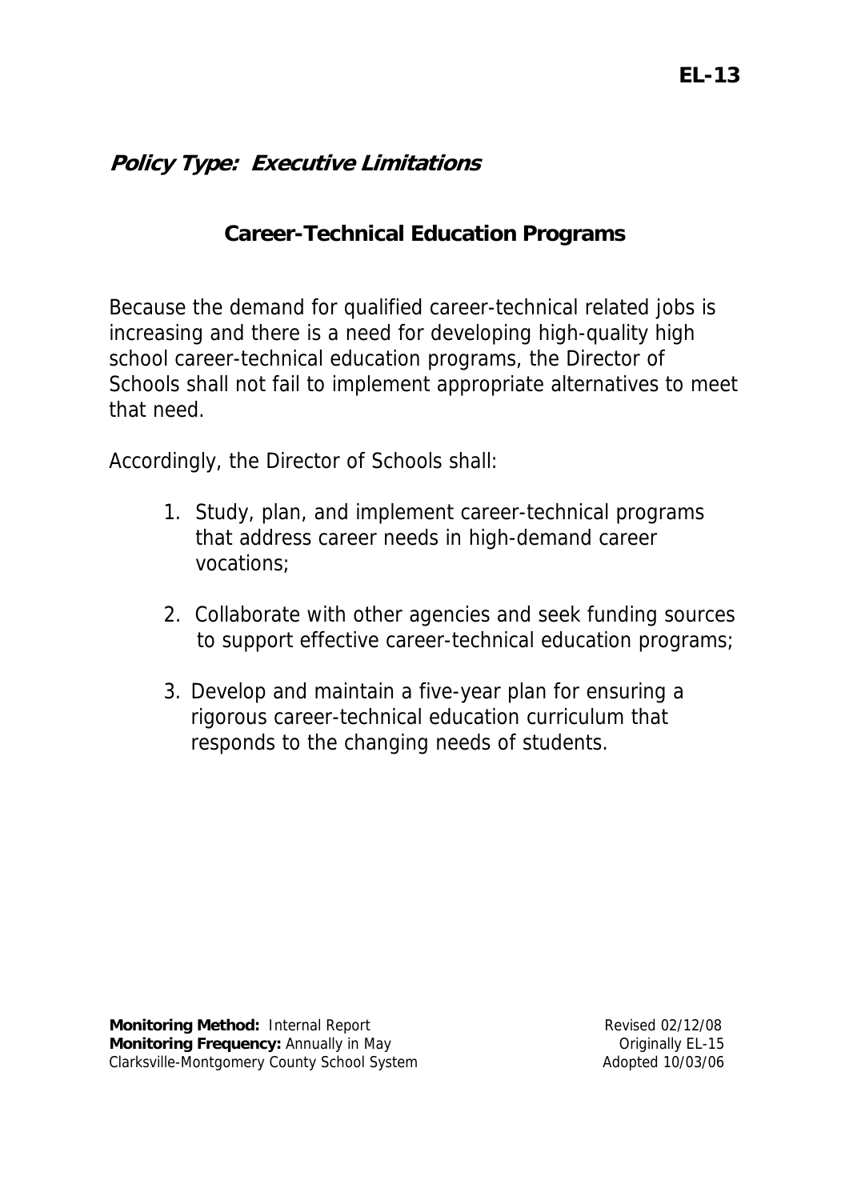**EL-13**

***Policy Type: Executive Limitations***

## Career-Technical Education Programs

Because the demand for qualified career-technical related jobs is increasing and there is a need for developing high-quality high school career-technical education programs, the Director of Schools shall not fail to implement appropriate alternatives to meet that need.

Accordingly, the Director of Schools shall:

1. Study, plan, and implement career-technical programs that address career needs in high-demand career vocations;
2. Collaborate with other agencies and seek funding sources to support effective career-technical education programs;
3. Develop and maintain a five-year plan for ensuring a rigorous career-technical education curriculum that responds to the changing needs of students.

**Monitoring Method:** Internal Report
**Monitoring Frequency:** Annually in May
Clarksville-Montgomery County School System

Revised 02/12/08
Originally EL-15
Adopted 10/03/06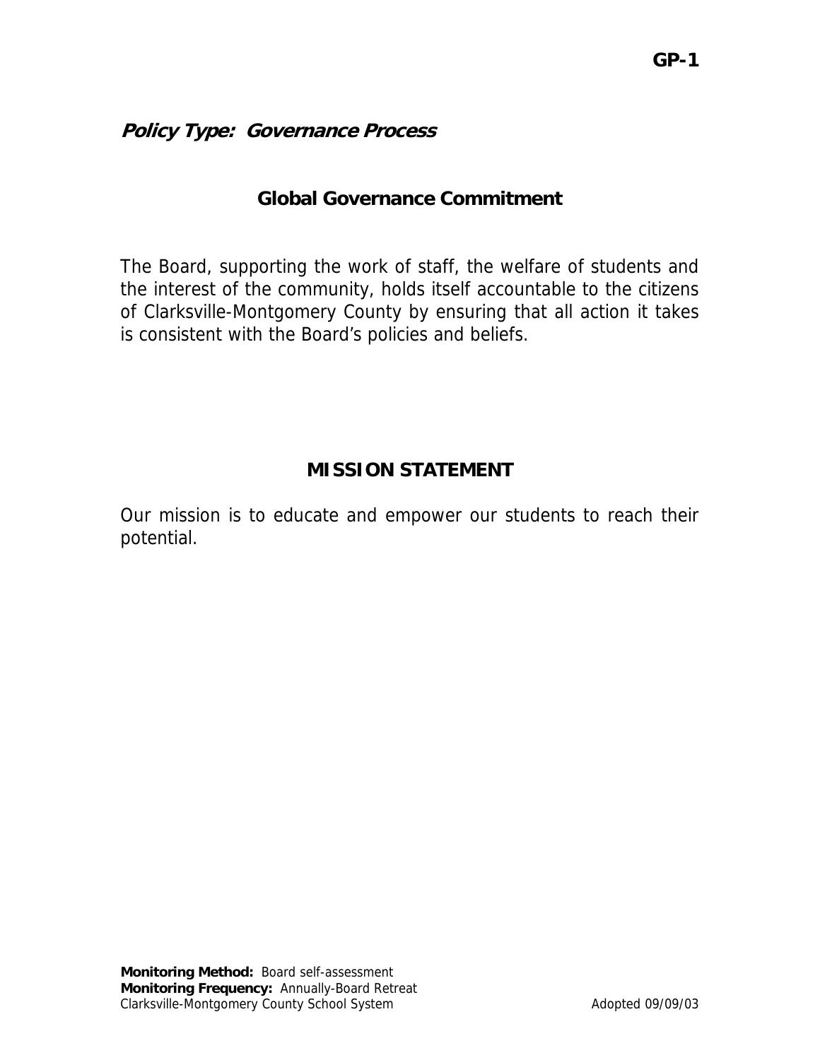**GP-1**

***Policy Type: Governance Process***

## Global Governance Commitment

The Board, supporting the work of staff, the welfare of students and the interest of the community, holds itself accountable to the citizens of Clarksville-Montgomery County by ensuring that all action it takes is consistent with the Board's policies and beliefs.

## MISSION STATEMENT

Our mission is to educate and empower our students to reach their potential.

**Monitoring Method:** Board self-assessment
**Monitoring Frequency:** Annually-Board Retreat
Clarksville-Montgomery County School System Adopted 09/09/03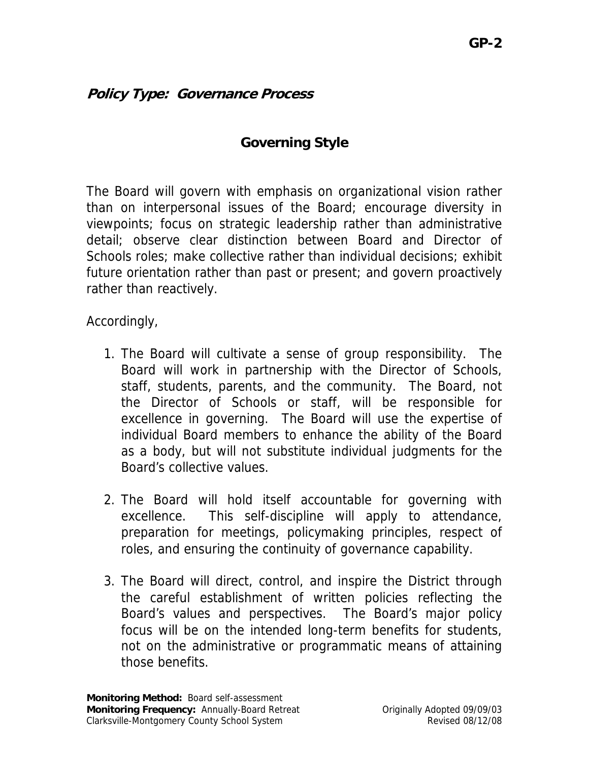GP-2

***Policy Type: Governance Process***

## Governing Style

The Board will govern with emphasis on organizational vision rather than on interpersonal issues of the Board; encourage diversity in viewpoints; focus on strategic leadership rather than administrative detail; observe clear distinction between Board and Director of Schools roles; make collective rather than individual decisions; exhibit future orientation rather than past or present; and govern proactively rather than reactively.

Accordingly,

1. The Board will cultivate a sense of group responsibility. The Board will work in partnership with the Director of Schools, staff, students, parents, and the community. The Board, not the Director of Schools or staff, will be responsible for excellence in governing. The Board will use the expertise of individual Board members to enhance the ability of the Board as a body, but will not substitute individual judgments for the Board's collective values.

2. The Board will hold itself accountable for governing with excellence. This self-discipline will apply to attendance, preparation for meetings, policymaking principles, respect of roles, and ensuring the continuity of governance capability.

3. The Board will direct, control, and inspire the District through the careful establishment of written policies reflecting the Board's values and perspectives. The Board's major policy focus will be on the intended long-term benefits for students, not on the administrative or programmatic means of attaining those benefits.

**Monitoring Method:** Board self-assessment
**Monitoring Frequency:** Annually-Board Retreat
Clarksville-Montgomery County School System

Originally Adopted 09/09/03
Revised 08/12/08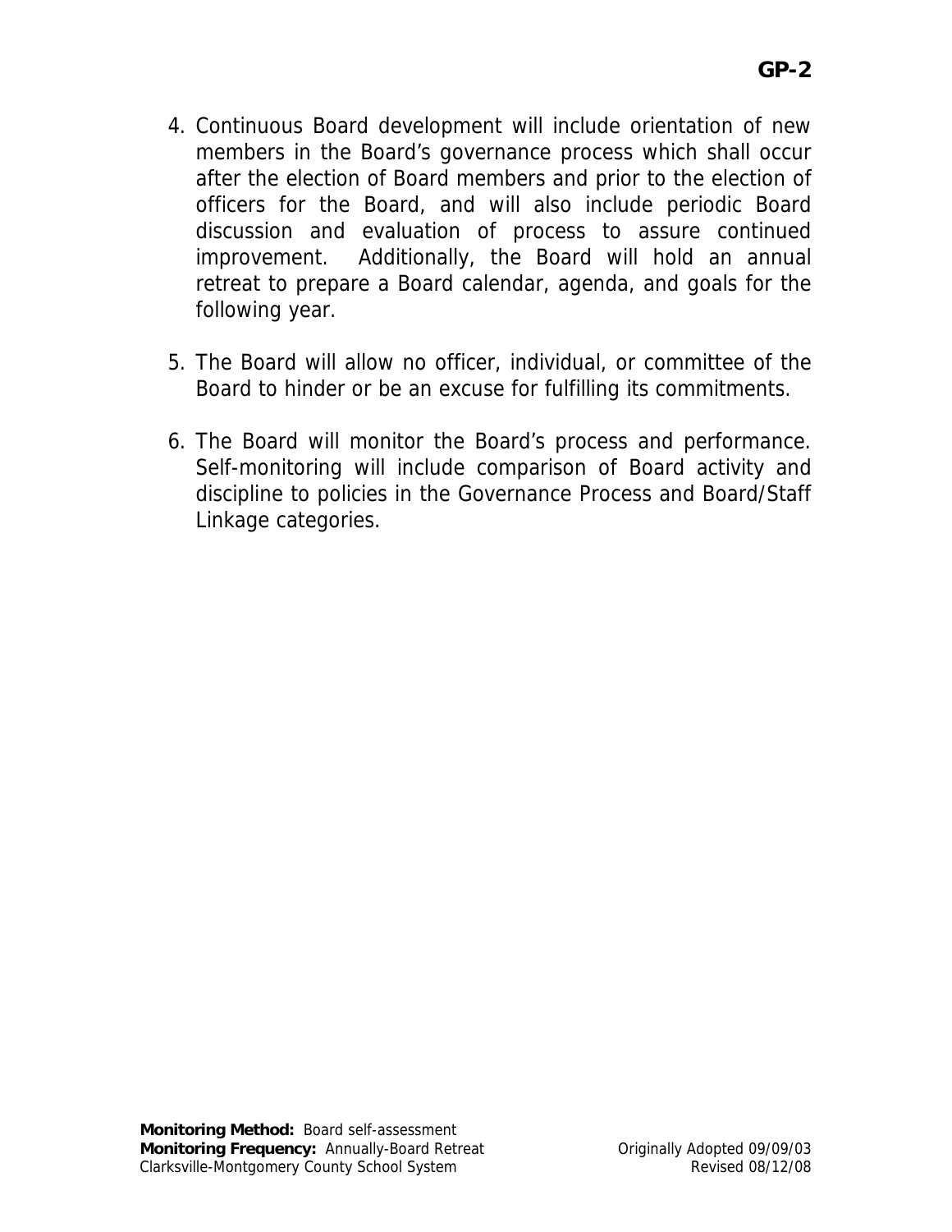4. Continuous Board development will include orientation of new members in the Board's governance process which shall occur after the election of Board members and prior to the election of officers for the Board, and will also include periodic Board discussion and evaluation of process to assure continued improvement. Additionally, the Board will hold an annual retreat to prepare a Board calendar, agenda, and goals for the following year.

5. The Board will allow no officer, individual, or committee of the Board to hinder or be an excuse for fulfilling its commitments.

6. The Board will monitor the Board's process and performance. Self-monitoring will include comparison of Board activity and discipline to policies in the Governance Process and Board/Staff Linkage categories.

**Monitoring Method:** Board self-assessment
**Monitoring Frequency:** Annually-Board Retreat

Originally Adopted 09/09/03
Revised 08/12/08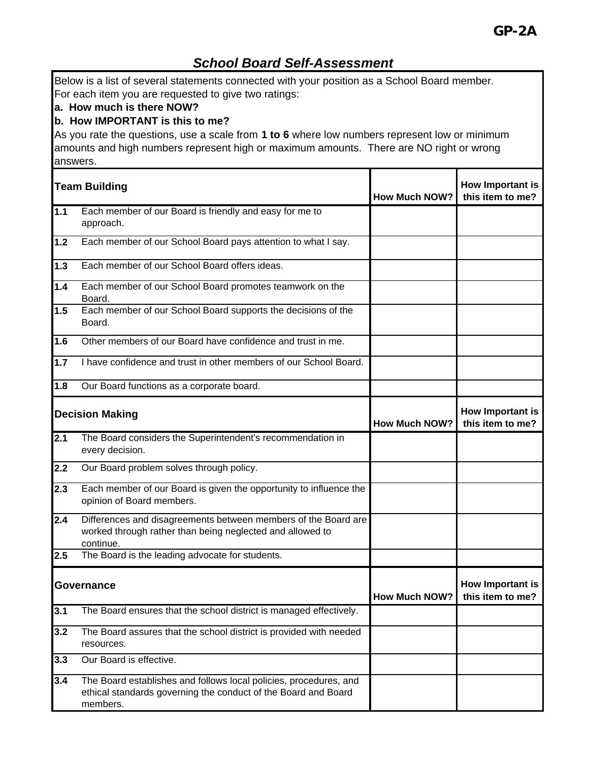**GP-2A**

## *School Board Self-Assessment*

Below is a list of several statements connected with your position as a School Board member.
For each item you are requested to give two ratings:

**a. How much is there NOW?**
**b. How IMPORTANT is this to me?**

As you rate the questions, use a scale from **1 to 6** where low numbers represent low or minimum amounts and high numbers represent high or maximum amounts. There are NO right or wrong answers.

| **Team Building** | | **How Much NOW?** | **How Important is this item to me?** |
|---|---|---|---|
| **1.1** | Each member of our Board is friendly and easy for me to approach. | | |
| **1.2** | Each member of our School Board pays attention to what I say. | | |
| **1.3** | Each member of our School Board offers ideas. | | |
| **1.4** | Each member of our School Board promotes teamwork on the Board. | | |
| **1.5** | Each member of our School Board supports the decisions of the Board. | | |
| **1.6** | Other members of our Board have confidence and trust in me. | | |
| **1.7** | I have confidence and trust in other members of our School Board. | | |
| **1.8** | Our Board functions as a corporate board. | | |

| **Decision Making** | | **How Much NOW?** | **How Important is this item to me?** |
|---|---|---|---|
| **2.1** | The Board considers the Superintendent's recommendation in every decision. | | |
| **2.2** | Our Board problem solves through policy. | | |
| **2.3** | Each member of our Board is given the opportunity to influence the opinion of Board members. | | |
| **2.4** | Differences and disagreements between members of the Board are worked through rather than being neglected and allowed to continue. | | |
| **2.5** | The Board is the leading advocate for students. | | |

| **Governance** | | **How Much NOW?** | **How Important is this item to me?** |
|---|---|---|---|
| **3.1** | The Board ensures that the school district is managed effectively. | | |
| **3.2** | The Board assures that the school district is provided with needed resources. | | |
| **3.3** | Our Board is effective. | | |
| **3.4** | The Board establishes and follows local policies, procedures, and ethical standards governing the conduct of the Board and Board members. | | |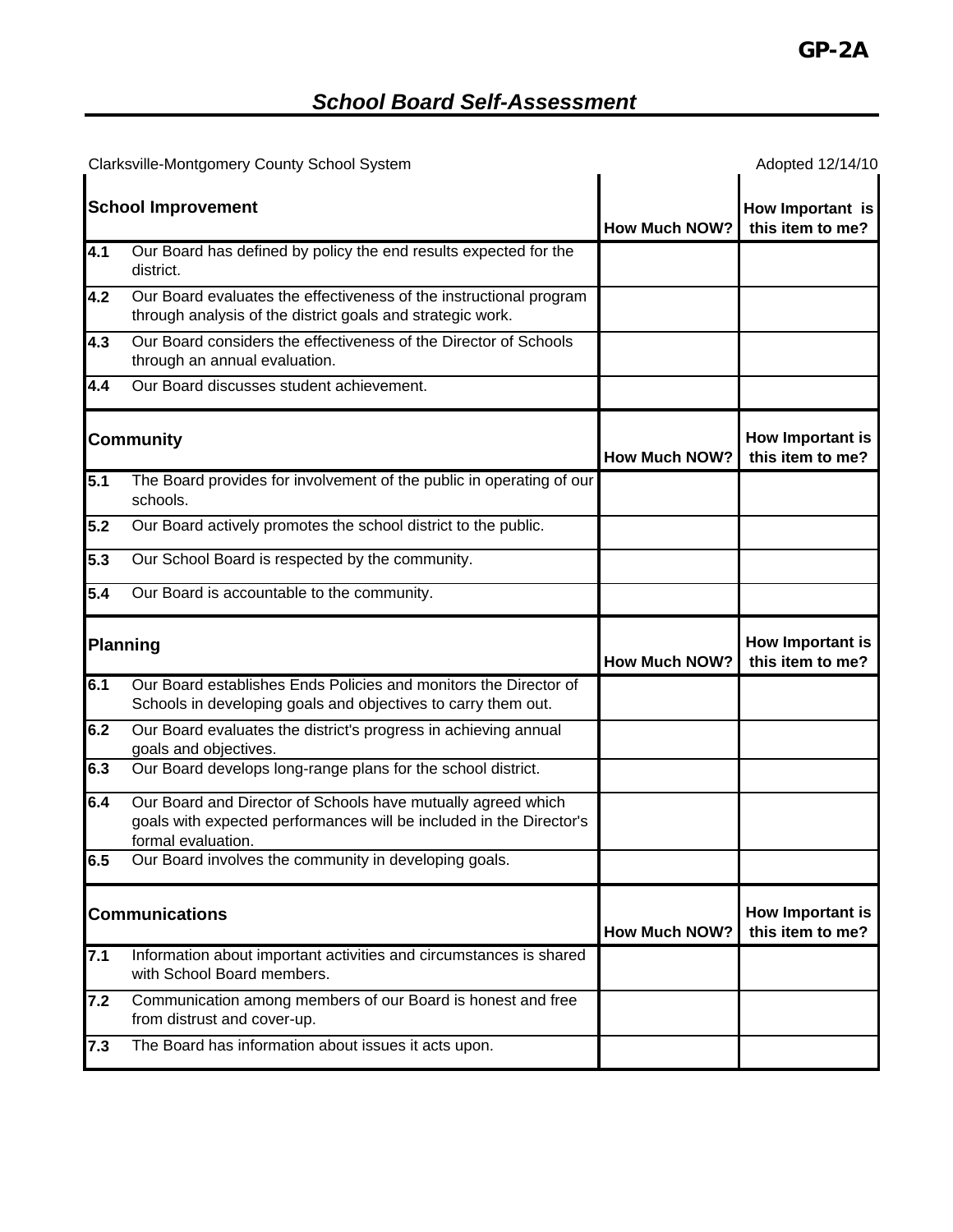GP-2A

# *School Board Self-Assessment*

Clarksville-Montgomery County School System — Adopted 12/14/10

| **School Improvement** | | **How Much NOW?** | **How Important is this item to me?** |
|---|---|---|---|
| **4.1** | Our Board has defined by policy the end results expected for the district. | | |
| **4.2** | Our Board evaluates the effectiveness of the instructional program through analysis of the district goals and strategic work. | | |
| **4.3** | Our Board considers the effectiveness of the Director of Schools through an annual evaluation. | | |
| **4.4** | Our Board discusses student achievement. | | |

| **Community** | | **How Much NOW?** | **How Important is this item to me?** |
|---|---|---|---|
| **5.1** | The Board provides for involvement of the public in operating of our schools. | | |
| **5.2** | Our Board actively promotes the school district to the public. | | |
| **5.3** | Our School Board is respected by the community. | | |
| **5.4** | Our Board is accountable to the community. | | |

| **Planning** | | **How Much NOW?** | **How Important is this item to me?** |
|---|---|---|---|
| **6.1** | Our Board establishes Ends Policies and monitors the Director of Schools in developing goals and objectives to carry them out. | | |
| **6.2** | Our Board evaluates the district's progress in achieving annual goals and objectives. | | |
| **6.3** | Our Board develops long-range plans for the school district. | | |
| **6.4** | Our Board and Director of Schools have mutually agreed which goals with expected performances will be included in the Director's formal evaluation. | | |
| **6.5** | Our Board involves the community in developing goals. | | |

| **Communications** | | **How Much NOW?** | **How Important is this item to me?** |
|---|---|---|---|
| **7.1** | Information about important activities and circumstances is shared with School Board members. | | |
| **7.2** | Communication among members of our Board is honest and free from distrust and cover-up. | | |
| **7.3** | The Board has information about issues it acts upon. | | |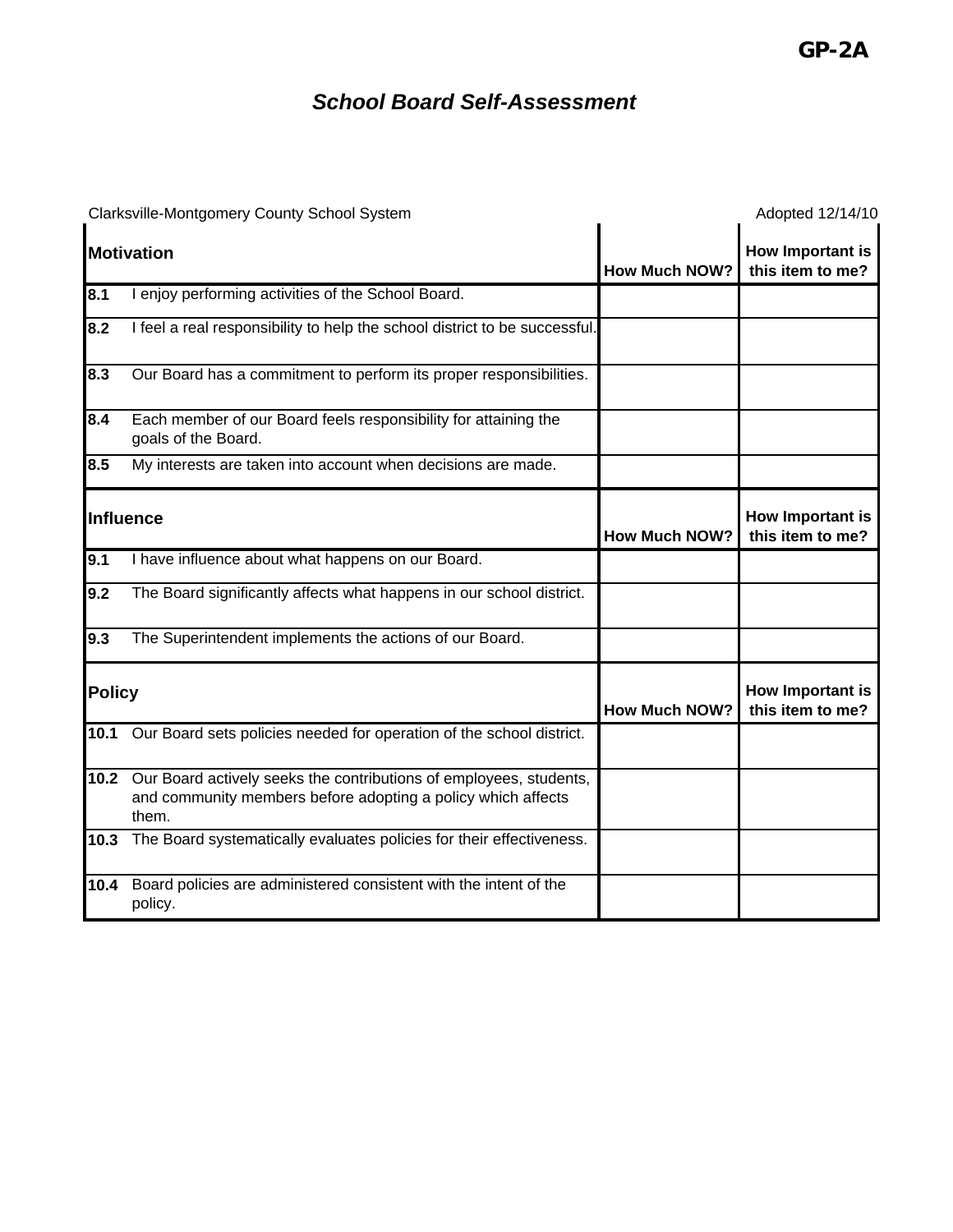GP-2A

# *School Board Self-Assessment*

Clarksville-Montgomery County School System — Adopted 12/14/10

| **Motivation** | | **How Much NOW?** | **How Important is this item to me?** |
|---|---|---|---|
| **8.1** | I enjoy performing activities of the School Board. | | |
| **8.2** | I feel a real responsibility to help the school district to be successful. | | |
| **8.3** | Our Board has a commitment to perform its proper responsibilities. | | |
| **8.4** | Each member of our Board feels responsibility for attaining the goals of the Board. | | |
| **8.5** | My interests are taken into account when decisions are made. | | |
| **Influence** | | **How Much NOW?** | **How Important is this item to me?** |
| **9.1** | I have influence about what happens on our Board. | | |
| **9.2** | The Board significantly affects what happens in our school district. | | |
| **9.3** | The Superintendent implements the actions of our Board. | | |
| **Policy** | | **How Much NOW?** | **How Important is this item to me?** |
| **10.1** | Our Board sets policies needed for operation of the school district. | | |
| **10.2** | Our Board actively seeks the contributions of employees, students, and community members before adopting a policy which affects them. | | |
| **10.3** | The Board systematically evaluates policies for their effectiveness. | | |
| **10.4** | Board policies are administered consistent with the intent of the policy. | | |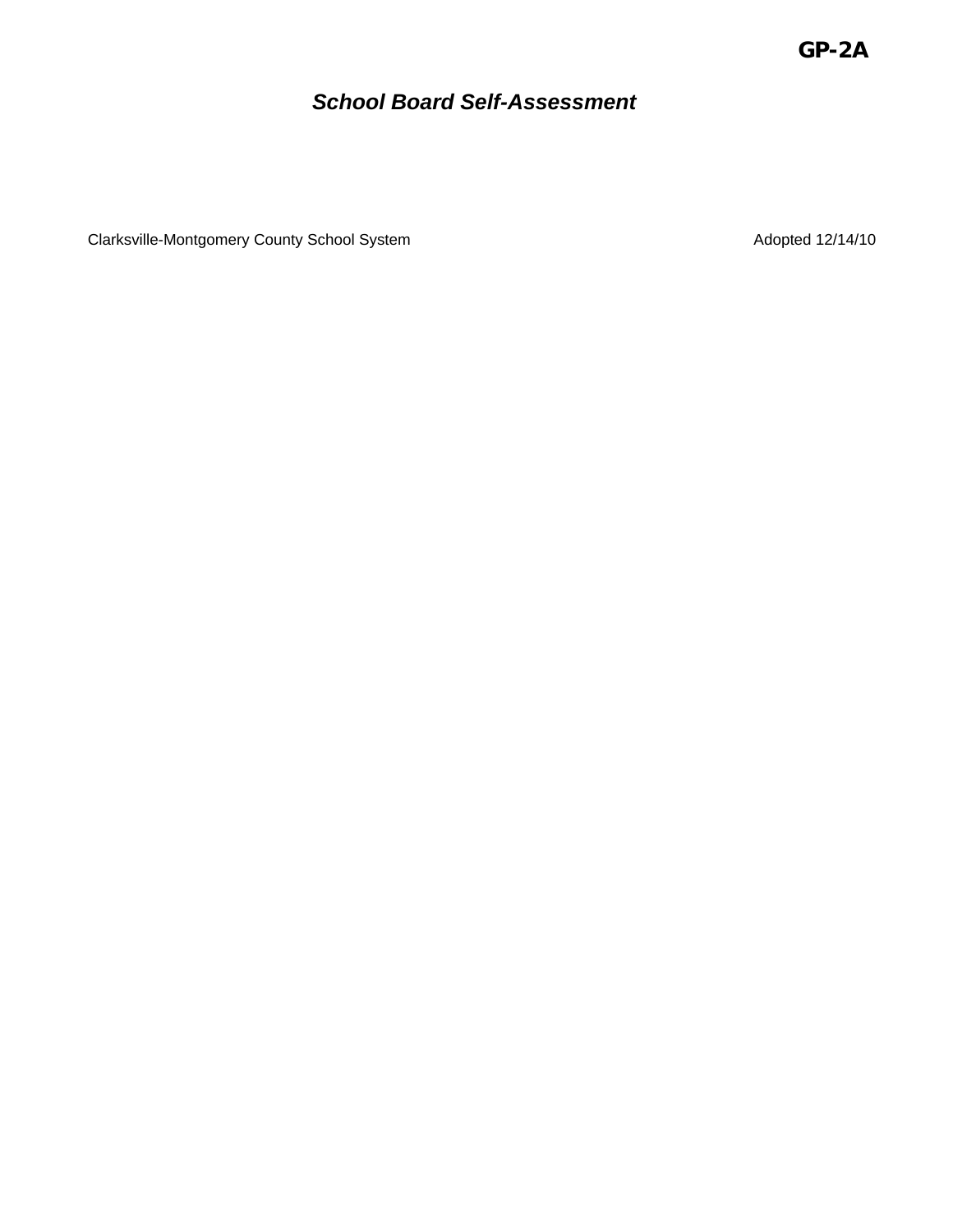**GP-2A**

# *School Board Self-Assessment*

Clarksville-Montgomery County School System Adopted 12/14/10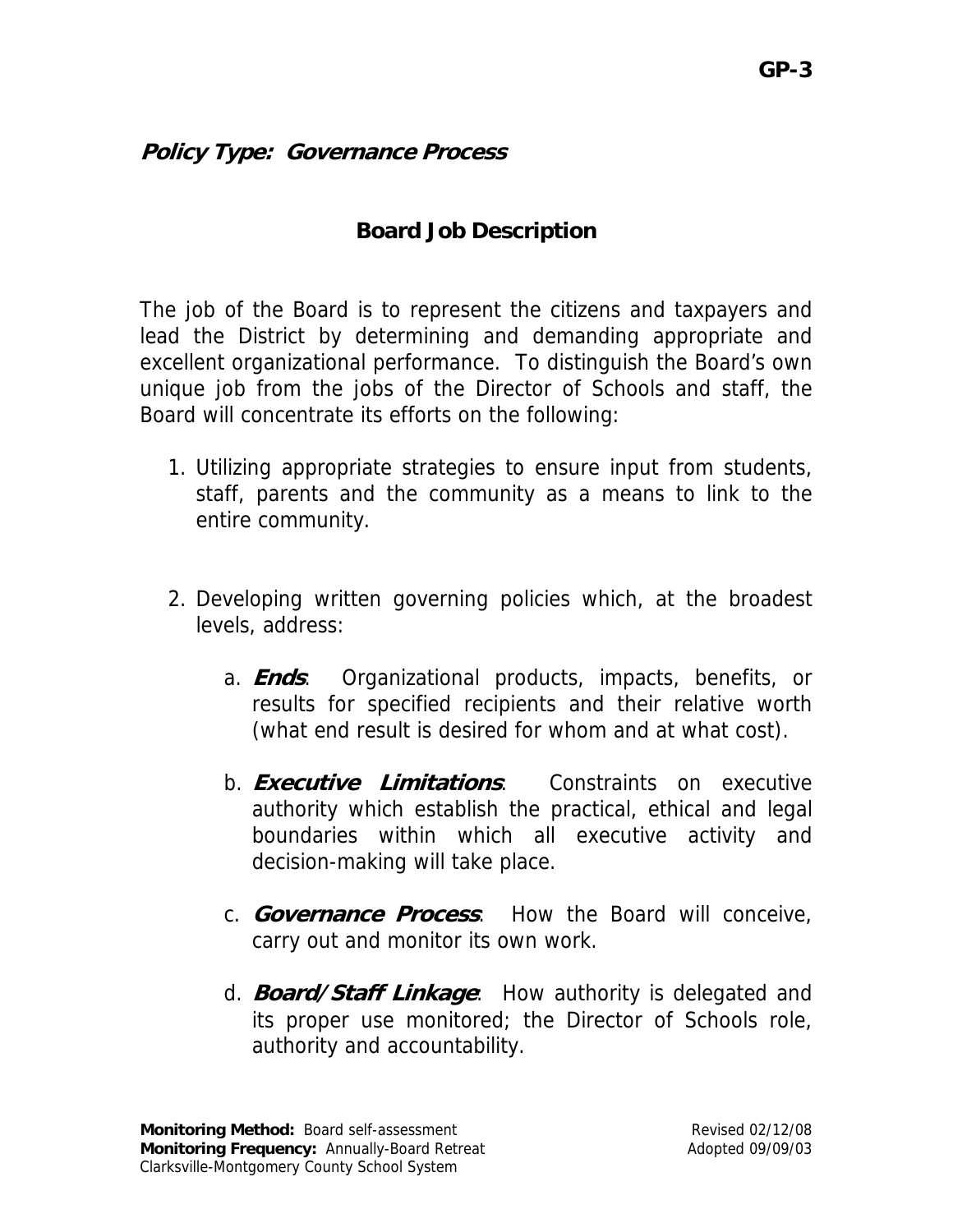**GP-3**

***Policy Type: Governance Process***

## Board Job Description

The job of the Board is to represent the citizens and taxpayers and lead the District by determining and demanding appropriate and excellent organizational performance. To distinguish the Board's own unique job from the jobs of the Director of Schools and staff, the Board will concentrate its efforts on the following:

1. Utilizing appropriate strategies to ensure input from students, staff, parents and the community as a means to link to the entire community.

2. Developing written governing policies which, at the broadest levels, address:

   a. ***Ends***: Organizational products, impacts, benefits, or results for specified recipients and their relative worth (what end result is desired for whom and at what cost).

   b. ***Executive Limitations***: Constraints on executive authority which establish the practical, ethical and legal boundaries within which all executive activity and decision-making will take place.

   c. ***Governance Process***: How the Board will conceive, carry out and monitor its own work.

   d. ***Board/Staff Linkage***: How authority is delegated and its proper use monitored; the Director of Schools role, authority and accountability.

**Monitoring Method:** Board self-assessment
**Monitoring Frequency:** Annually-Board Retreat
Clarksville-Montgomery County School System

Revised 02/12/08
Adopted 09/09/03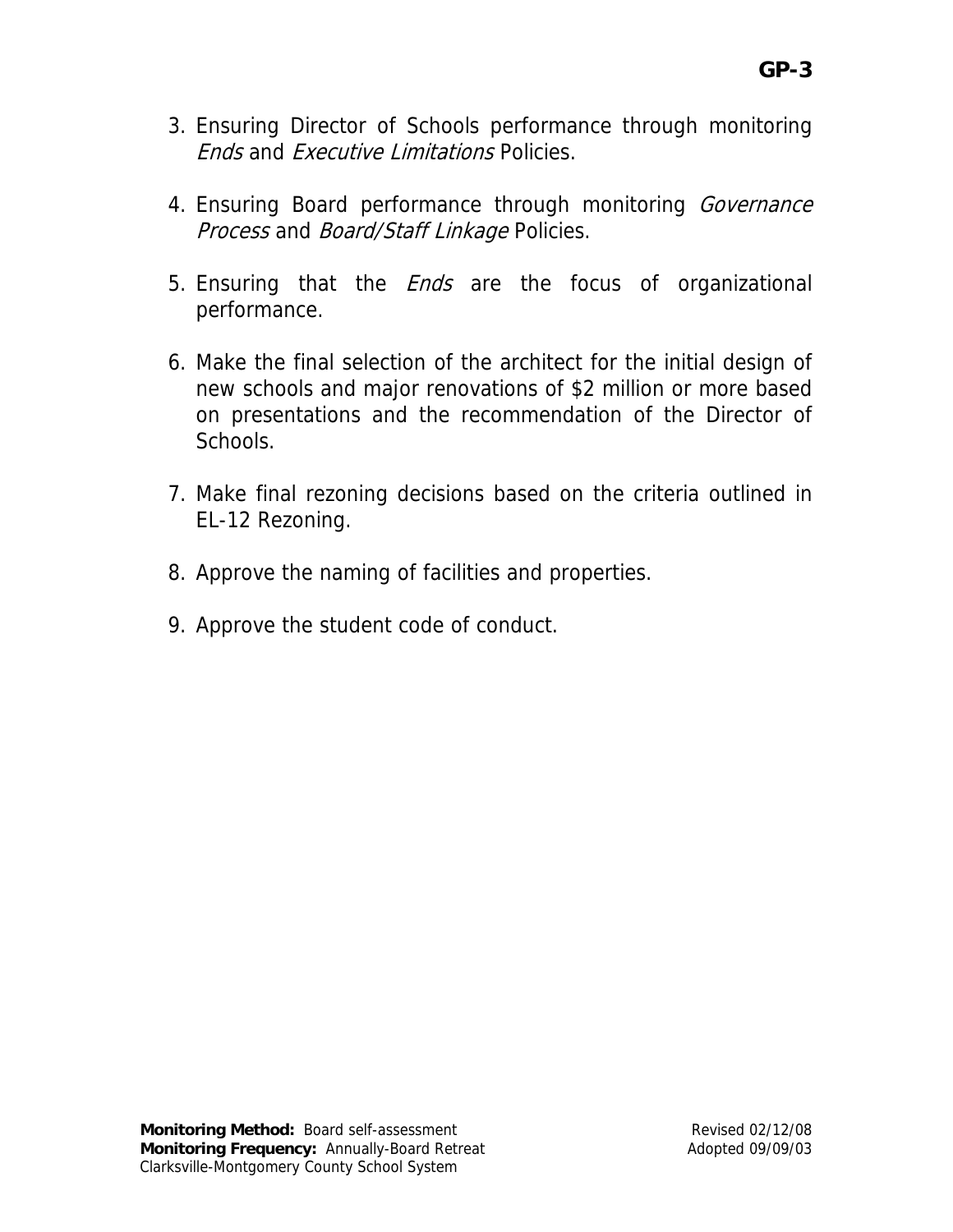3. Ensuring Director of Schools performance through monitoring *Ends* and *Executive Limitations* Policies.

4. Ensuring Board performance through monitoring *Governance Process* and *Board/Staff Linkage* Policies.

5. Ensuring that the *Ends* are the focus of organizational performance.

6. Make the final selection of the architect for the initial design of new schools and major renovations of $2 million or more based on presentations and the recommendation of the Director of Schools.

7. Make final rezoning decisions based on the criteria outlined in EL-12 Rezoning.

8. Approve the naming of facilities and properties.

9. Approve the student code of conduct.

**Monitoring Method:** Board self-assessment
**Monitoring Frequency:** Annually-Board Retreat

Revised 02/12/08
Adopted 09/09/03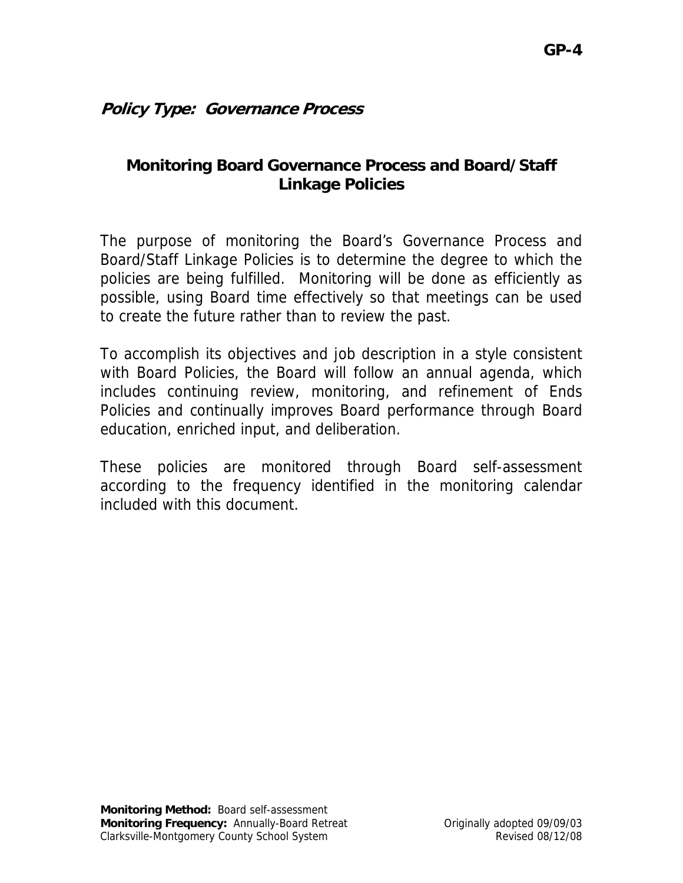GP-4

***Policy Type: Governance Process***

## Monitoring Board Governance Process and Board/Staff Linkage Policies

The purpose of monitoring the Board's Governance Process and Board/Staff Linkage Policies is to determine the degree to which the policies are being fulfilled. Monitoring will be done as efficiently as possible, using Board time effectively so that meetings can be used to create the future rather than to review the past.

To accomplish its objectives and job description in a style consistent with Board Policies, the Board will follow an annual agenda, which includes continuing review, monitoring, and refinement of Ends Policies and continually improves Board performance through Board education, enriched input, and deliberation.

These policies are monitored through Board self-assessment according to the frequency identified in the monitoring calendar included with this document.

**Monitoring Method:** Board self-assessment
**Monitoring Frequency:** Annually-Board Retreat
Clarksville-Montgomery County School System

Originally adopted 09/09/03
Revised 08/12/08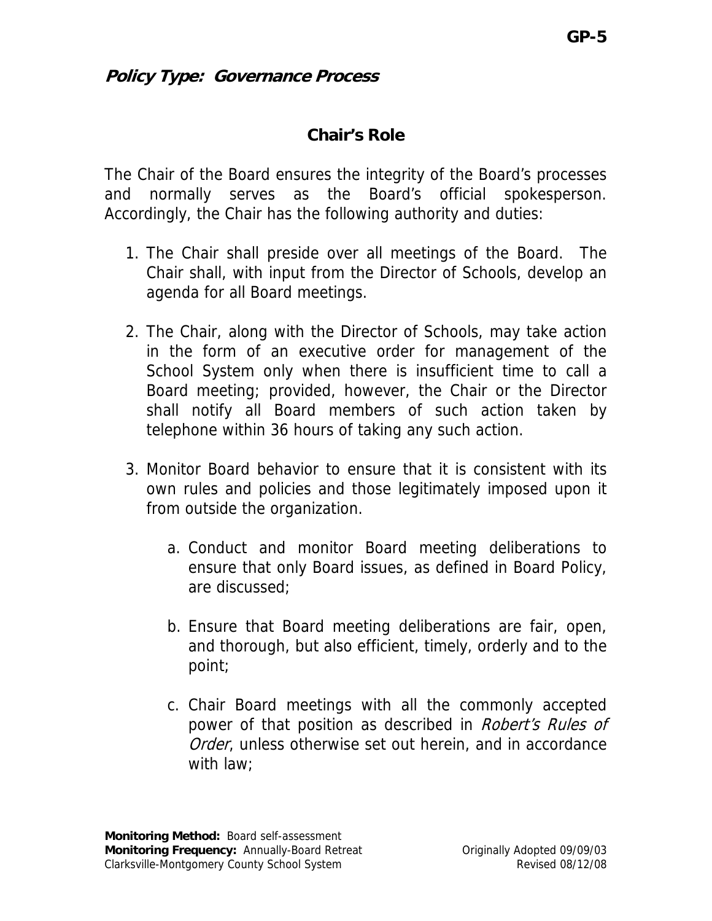**Policy Type: Governance Process**

## Chair's Role

The Chair of the Board ensures the integrity of the Board's processes and normally serves as the Board's official spokesperson. Accordingly, the Chair has the following authority and duties:

1. The Chair shall preside over all meetings of the Board. The Chair shall, with input from the Director of Schools, develop an agenda for all Board meetings.

2. The Chair, along with the Director of Schools, may take action in the form of an executive order for management of the School System only when there is insufficient time to call a Board meeting; provided, however, the Chair or the Director shall notify all Board members of such action taken by telephone within 36 hours of taking any such action.

3. Monitor Board behavior to ensure that it is consistent with its own rules and policies and those legitimately imposed upon it from outside the organization.

    a. Conduct and monitor Board meeting deliberations to ensure that only Board issues, as defined in Board Policy, are discussed;

    b. Ensure that Board meeting deliberations are fair, open, and thorough, but also efficient, timely, orderly and to the point;

    c. Chair Board meetings with all the commonly accepted power of that position as described in *Robert's Rules of Order*, unless otherwise set out herein, and in accordance with law;

**Monitoring Method:** Board self-assessment
**Monitoring Frequency:** Annually-Board Retreat
Originally Adopted 09/09/03
Revised 08/12/08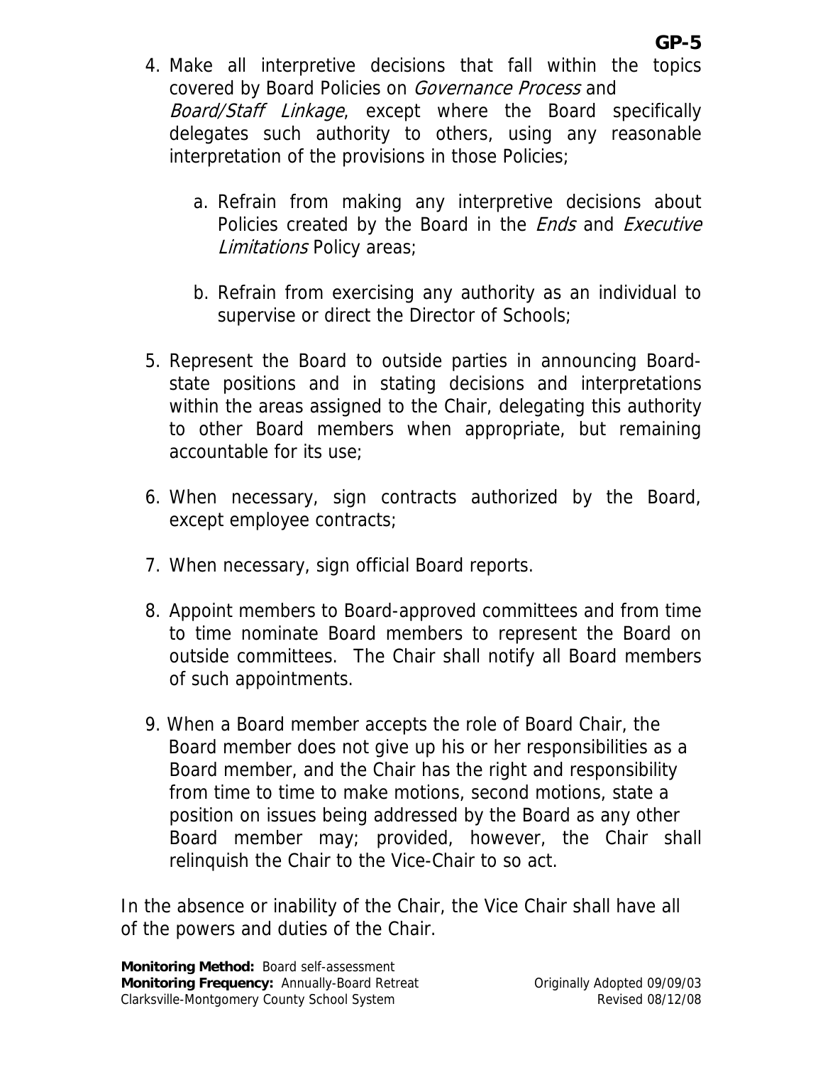4. Make all interpretive decisions that fall within the topics covered by Board Policies on *Governance Process* and *Board/Staff Linkage*, except where the Board specifically delegates such authority to others, using any reasonable interpretation of the provisions in those Policies;

   a. Refrain from making any interpretive decisions about Policies created by the Board in the *Ends* and *Executive Limitations* Policy areas;

   b. Refrain from exercising any authority as an individual to supervise or direct the Director of Schools;

5. Represent the Board to outside parties in announcing Board-state positions and in stating decisions and interpretations within the areas assigned to the Chair, delegating this authority to other Board members when appropriate, but remaining accountable for its use;

6. When necessary, sign contracts authorized by the Board, except employee contracts;

7. When necessary, sign official Board reports.

8. Appoint members to Board-approved committees and from time to time nominate Board members to represent the Board on outside committees. The Chair shall notify all Board members of such appointments.

9. When a Board member accepts the role of Board Chair, the Board member does not give up his or her responsibilities as a Board member, and the Chair has the right and responsibility from time to time to make motions, second motions, state a position on issues being addressed by the Board as any other Board member may; provided, however, the Chair shall relinquish the Chair to the Vice-Chair to so act.

In the absence or inability of the Chair, the Vice Chair shall have all of the powers and duties of the Chair.

**Monitoring Method:** Board self-assessment
**Monitoring Frequency:** Annually-Board Retreat

Originally Adopted 09/09/03
Revised 08/12/08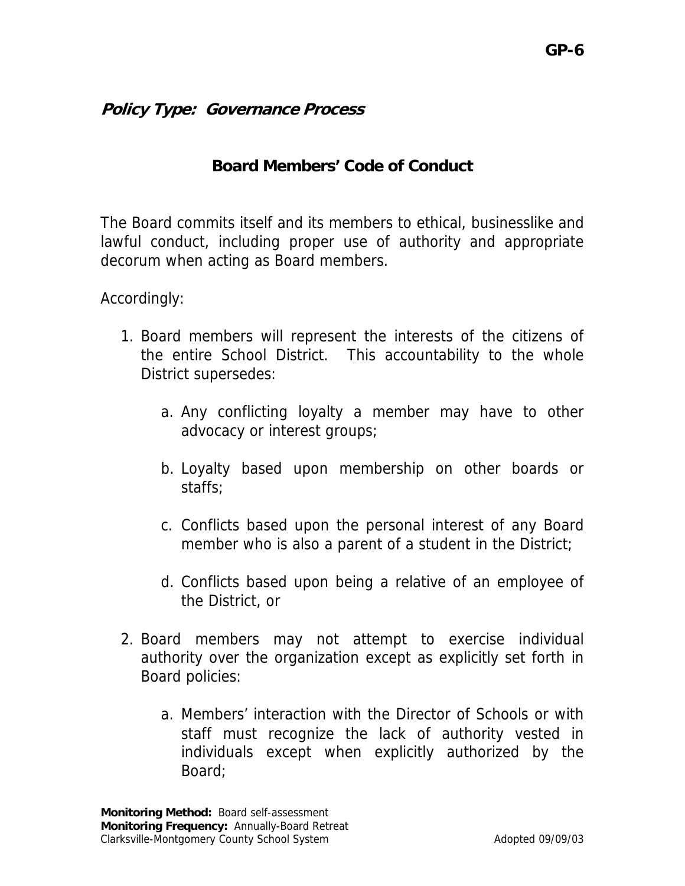**GP-6**

***Policy Type: Governance Process***

## Board Members' Code of Conduct

The Board commits itself and its members to ethical, businesslike and lawful conduct, including proper use of authority and appropriate decorum when acting as Board members.

Accordingly:

1. Board members will represent the interests of the citizens of the entire School District. This accountability to the whole District supersedes:

   a. Any conflicting loyalty a member may have to other advocacy or interest groups;

   b. Loyalty based upon membership on other boards or staffs;

   c. Conflicts based upon the personal interest of any Board member who is also a parent of a student in the District;

   d. Conflicts based upon being a relative of an employee of the District, or

2. Board members may not attempt to exercise individual authority over the organization except as explicitly set forth in Board policies:

   a. Members' interaction with the Director of Schools or with staff must recognize the lack of authority vested in individuals except when explicitly authorized by the Board;

**Monitoring Method:** Board self-assessment
**Monitoring Frequency:** Annually-Board Retreat
Clarksville-Montgomery County School System Adopted 09/09/03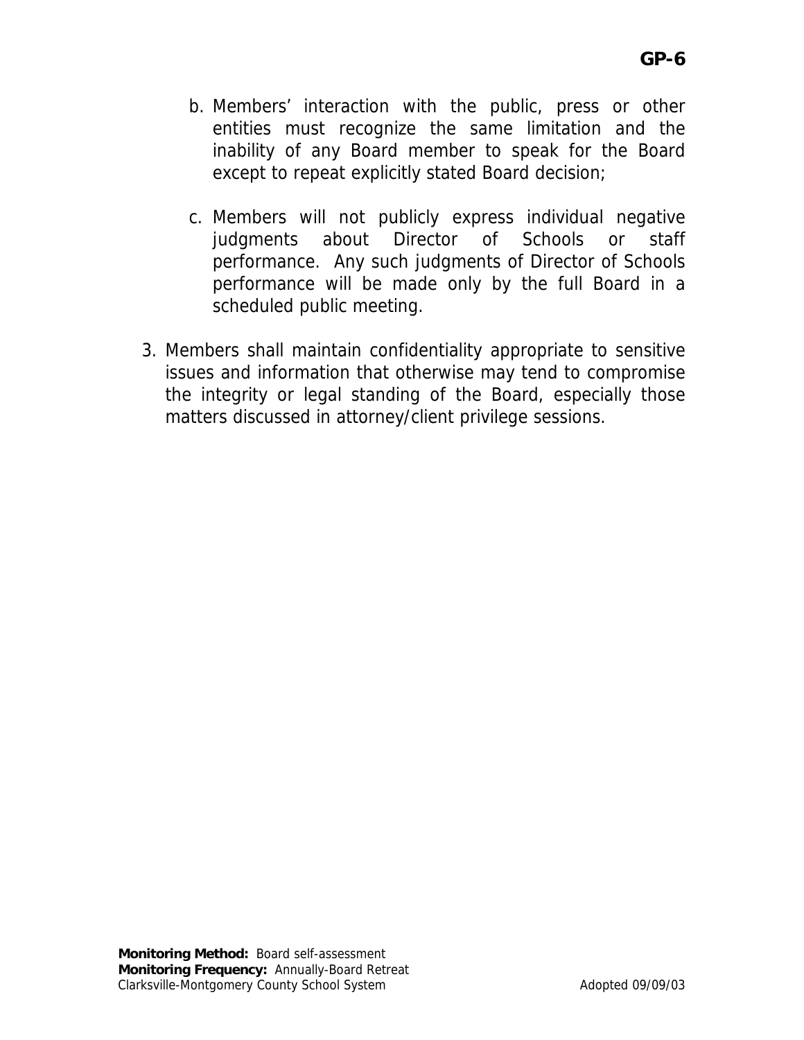b. Members' interaction with the public, press or other entities must recognize the same limitation and the inability of any Board member to speak for the Board except to repeat explicitly stated Board decision;

c. Members will not publicly express individual negative judgments about Director of Schools or staff performance. Any such judgments of Director of Schools performance will be made only by the full Board in a scheduled public meeting.

3. Members shall maintain confidentiality appropriate to sensitive issues and information that otherwise may tend to compromise the integrity or legal standing of the Board, especially those matters discussed in attorney/client privilege sessions.

**Monitoring Method:** Board self-assessment
**Monitoring Frequency:** Annually-Board Retreat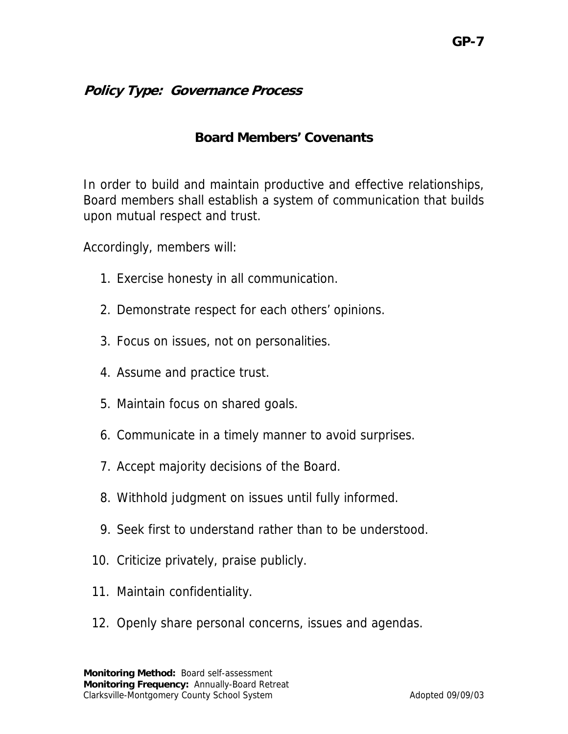GP-7

***Policy Type: Governance Process***

## Board Members' Covenants

In order to build and maintain productive and effective relationships, Board members shall establish a system of communication that builds upon mutual respect and trust.

Accordingly, members will:

1. Exercise honesty in all communication.
2. Demonstrate respect for each others' opinions.
3. Focus on issues, not on personalities.
4. Assume and practice trust.
5. Maintain focus on shared goals.
6. Communicate in a timely manner to avoid surprises.
7. Accept majority decisions of the Board.
8. Withhold judgment on issues until fully informed.
9. Seek first to understand rather than to be understood.
10. Criticize privately, praise publicly.
11. Maintain confidentiality.
12. Openly share personal concerns, issues and agendas.

**Monitoring Method:** Board self-assessment
**Monitoring Frequency:** Annually-Board Retreat
Clarksville-Montgomery County School System — Adopted 09/09/03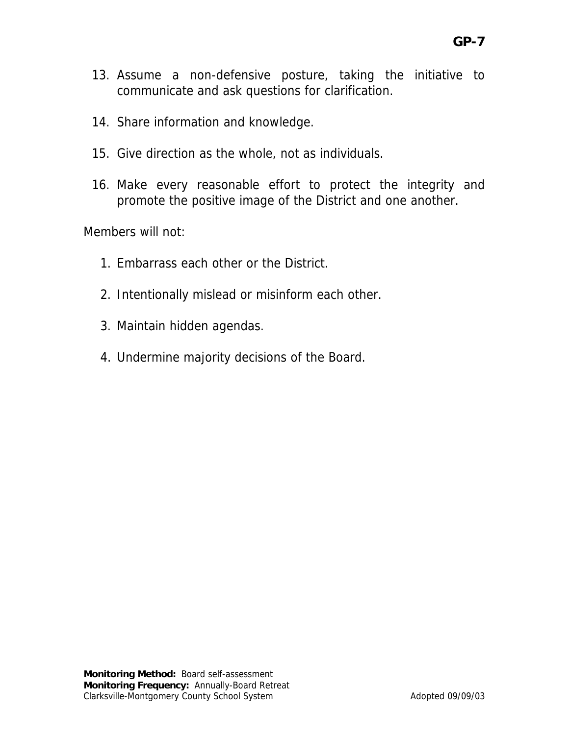13. Assume a non-defensive posture, taking the initiative to communicate and ask questions for clarification.

14. Share information and knowledge.

15. Give direction as the whole, not as individuals.

16. Make every reasonable effort to protect the integrity and promote the positive image of the District and one another.

Members will not:

1. Embarrass each other or the District.

2. Intentionally mislead or misinform each other.

3. Maintain hidden agendas.

4. Undermine majority decisions of the Board.

**Monitoring Method:** Board self-assessment
**Monitoring Frequency:** Annually-Board Retreat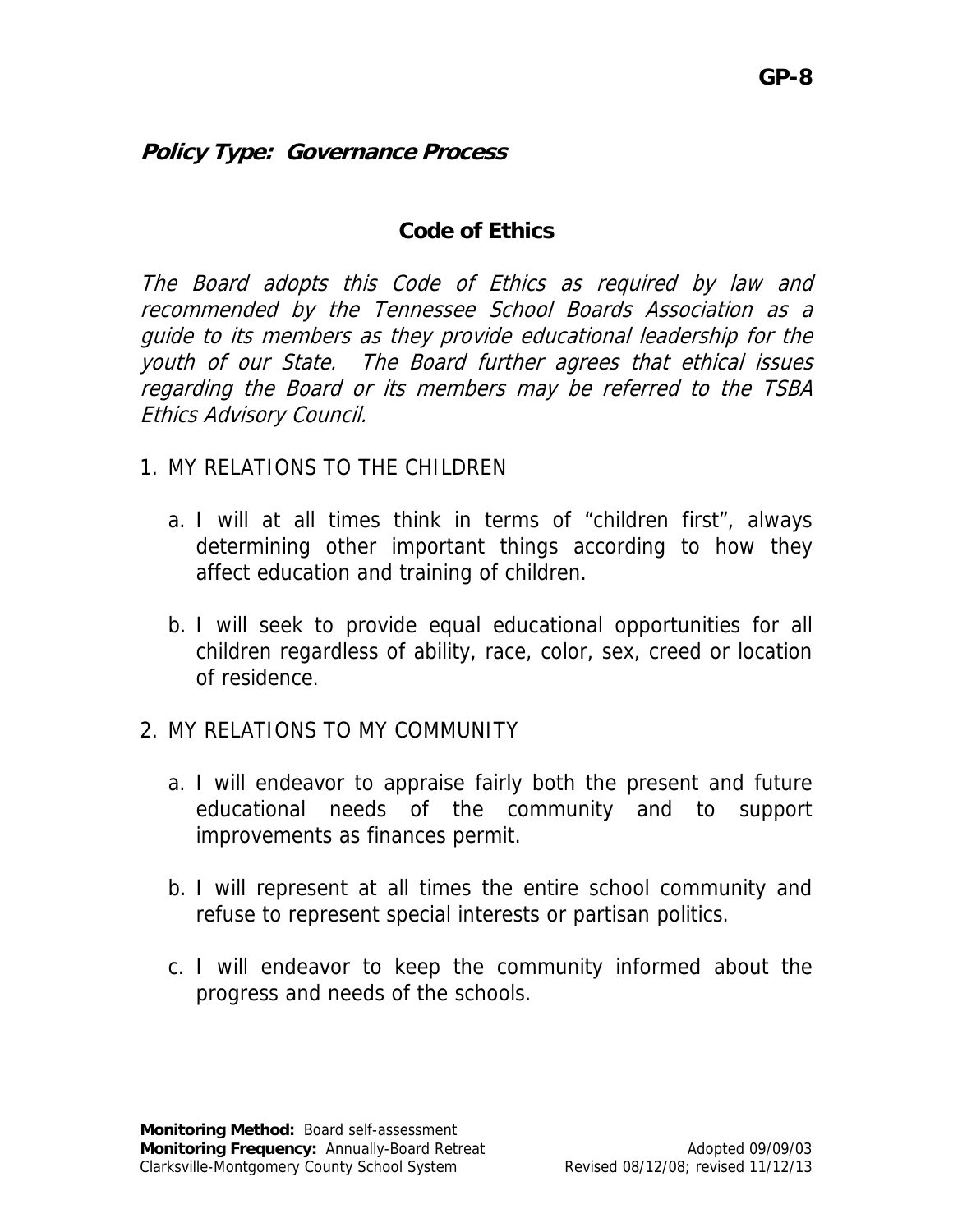**GP-8**

***Policy Type: Governance Process***

## Code of Ethics

*The Board adopts this Code of Ethics as required by law and recommended by the Tennessee School Boards Association as a guide to its members as they provide educational leadership for the youth of our State. The Board further agrees that ethical issues regarding the Board or its members may be referred to the TSBA Ethics Advisory Council.*

1. MY RELATIONS TO THE CHILDREN

   a. I will at all times think in terms of "children first", always determining other important things according to how they affect education and training of children.

   b. I will seek to provide equal educational opportunities for all children regardless of ability, race, color, sex, creed or location of residence.

2. MY RELATIONS TO MY COMMUNITY

   a. I will endeavor to appraise fairly both the present and future educational needs of the community and to support improvements as finances permit.

   b. I will represent at all times the entire school community and refuse to represent special interests or partisan politics.

   c. I will endeavor to keep the community informed about the progress and needs of the schools.

**Monitoring Method:** Board self-assessment
**Monitoring Frequency:** Annually-Board Retreat
Clarksville-Montgomery County School System

Adopted 09/09/03
Revised 08/12/08; revised 11/12/13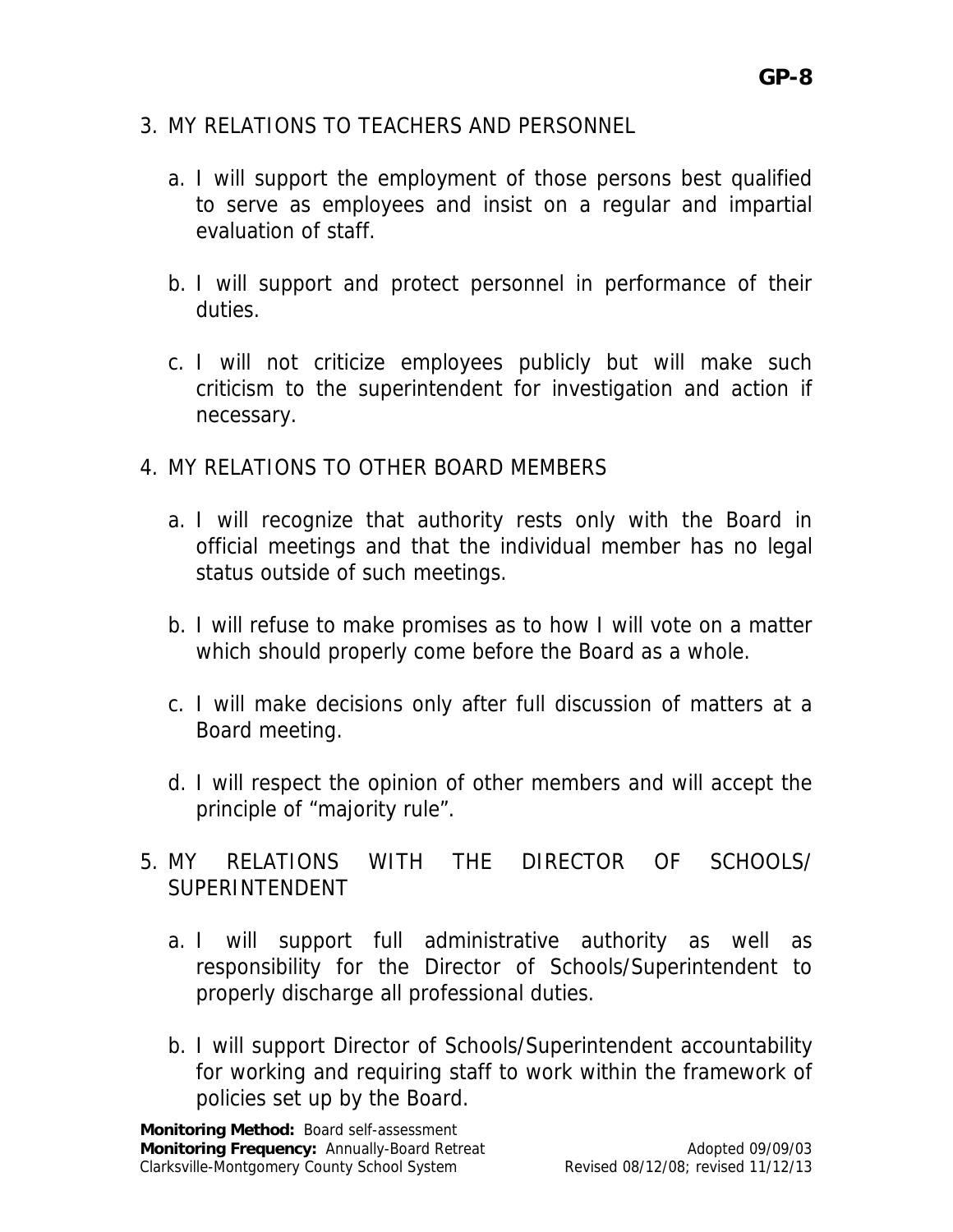3. MY RELATIONS TO TEACHERS AND PERSONNEL

   a. I will support the employment of those persons best qualified to serve as employees and insist on a regular and impartial evaluation of staff.

   b. I will support and protect personnel in performance of their duties.

   c. I will not criticize employees publicly but will make such criticism to the superintendent for investigation and action if necessary.

4. MY RELATIONS TO OTHER BOARD MEMBERS

   a. I will recognize that authority rests only with the Board in official meetings and that the individual member has no legal status outside of such meetings.

   b. I will refuse to make promises as to how I will vote on a matter which should properly come before the Board as a whole.

   c. I will make decisions only after full discussion of matters at a Board meeting.

   d. I will respect the opinion of other members and will accept the principle of "majority rule".

5. MY RELATIONS WITH THE DIRECTOR OF SCHOOLS/ SUPERINTENDENT

   a. I will support full administrative authority as well as responsibility for the Director of Schools/Superintendent to properly discharge all professional duties.

   b. I will support Director of Schools/Superintendent accountability for working and requiring staff to work within the framework of policies set up by the Board.

**Monitoring Method:** Board self-assessment
**Monitoring Frequency:** Annually-Board Retreat

Adopted 09/09/03
Revised 08/12/08; revised 11/12/13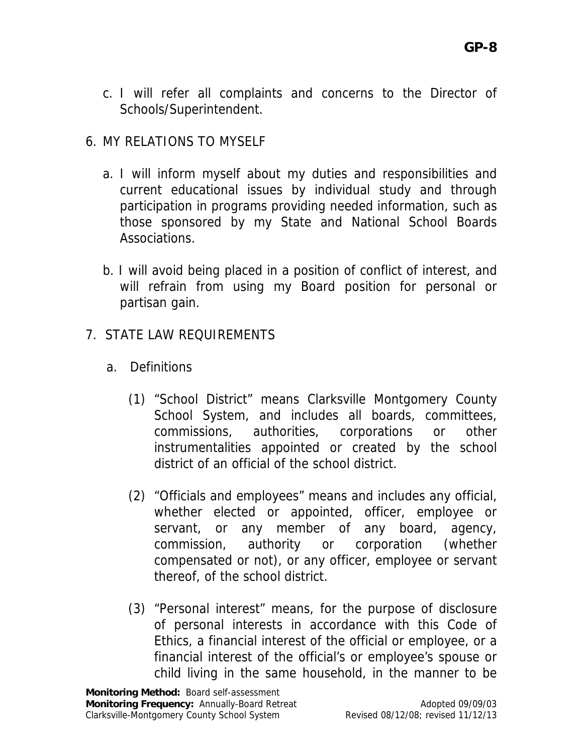c. I will refer all complaints and concerns to the Director of Schools/Superintendent.

6. MY RELATIONS TO MYSELF

   a. I will inform myself about my duties and responsibilities and current educational issues by individual study and through participation in programs providing needed information, such as those sponsored by my State and National School Boards Associations.

   b. I will avoid being placed in a position of conflict of interest, and will refrain from using my Board position for personal or partisan gain.

7. STATE LAW REQUIREMENTS

   a. Definitions

      (1) “School District” means Clarksville Montgomery County School System, and includes all boards, committees, commissions, authorities, corporations or other instrumentalities appointed or created by the school district of an official of the school district.

      (2) “Officials and employees” means and includes any official, whether elected or appointed, officer, employee or servant, or any member of any board, agency, commission, authority or corporation (whether compensated or not), or any officer, employee or servant thereof, of the school district.

      (3) “Personal interest” means, for the purpose of disclosure of personal interests in accordance with this Code of Ethics, a financial interest of the official or employee, or a financial interest of the official’s or employee’s spouse or child living in the same household, in the manner to be

**Monitoring Method:** Board self-assessment
**Monitoring Frequency:** Annually-Board Retreat
Clarksville-Montgomery County School System

Adopted 09/09/03
Revised 08/12/08; revised 11/12/13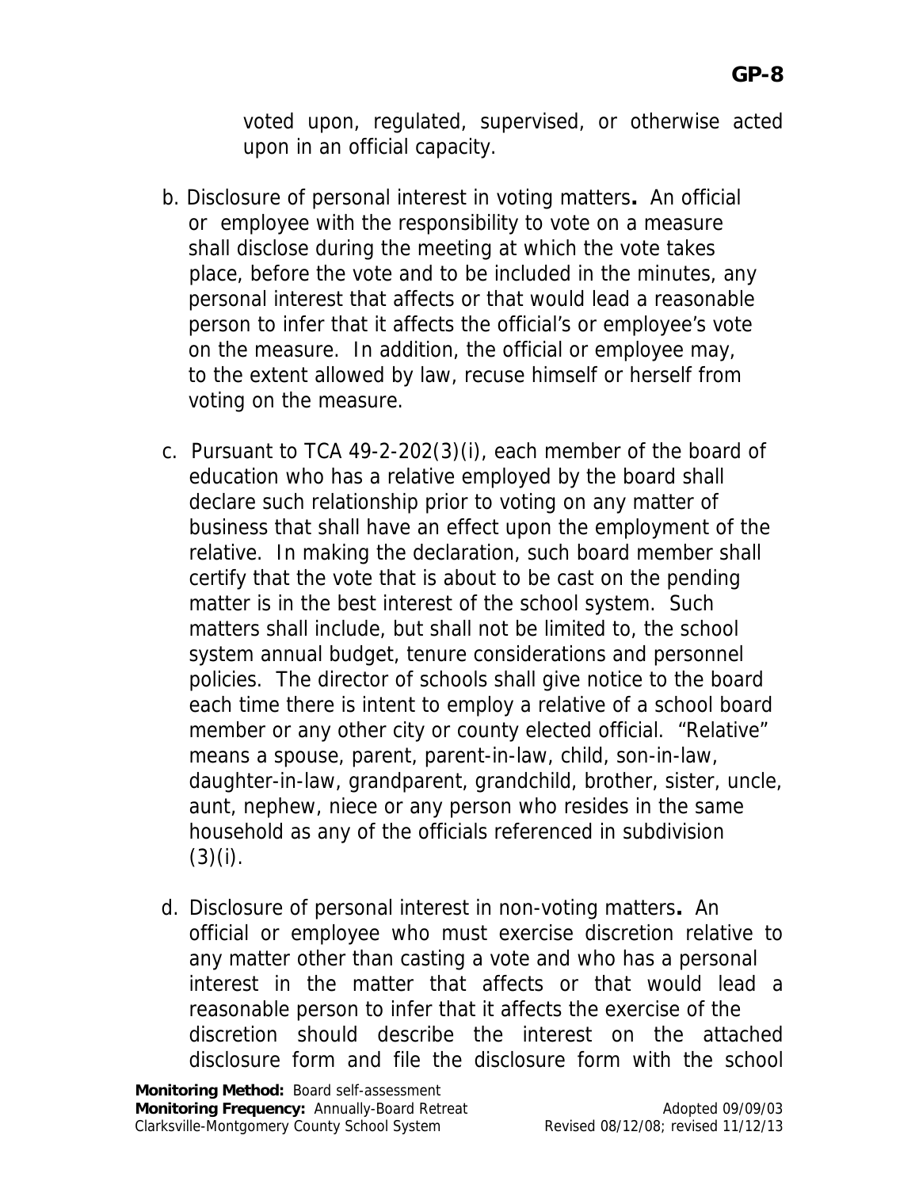voted upon, regulated, supervised, or otherwise acted upon in an official capacity.

b. Disclosure of personal interest in voting matters**.** An official or employee with the responsibility to vote on a measure shall disclose during the meeting at which the vote takes place, before the vote and to be included in the minutes, any personal interest that affects or that would lead a reasonable person to infer that it affects the official's or employee's vote on the measure. In addition, the official or employee may, to the extent allowed by law, recuse himself or herself from voting on the measure.

c. Pursuant to TCA 49-2-202(3)(i), each member of the board of education who has a relative employed by the board shall declare such relationship prior to voting on any matter of business that shall have an effect upon the employment of the relative. In making the declaration, such board member shall certify that the vote that is about to be cast on the pending matter is in the best interest of the school system. Such matters shall include, but shall not be limited to, the school system annual budget, tenure considerations and personnel policies. The director of schools shall give notice to the board each time there is intent to employ a relative of a school board member or any other city or county elected official. "Relative" means a spouse, parent, parent-in-law, child, son-in-law, daughter-in-law, grandparent, grandchild, brother, sister, uncle, aunt, nephew, niece or any person who resides in the same household as any of the officials referenced in subdivision (3)(i).

d. Disclosure of personal interest in non-voting matters**.** An official or employee who must exercise discretion relative to any matter other than casting a vote and who has a personal interest in the matter that affects or that would lead a reasonable person to infer that it affects the exercise of the discretion should describe the interest on the attached disclosure form and file the disclosure form with the school

**Monitoring Method:** Board self-assessment
**Monitoring Frequency:** Annually-Board Retreat
Clarksville-Montgomery County School System

Adopted 09/09/03
Revised 08/12/08; revised 11/12/13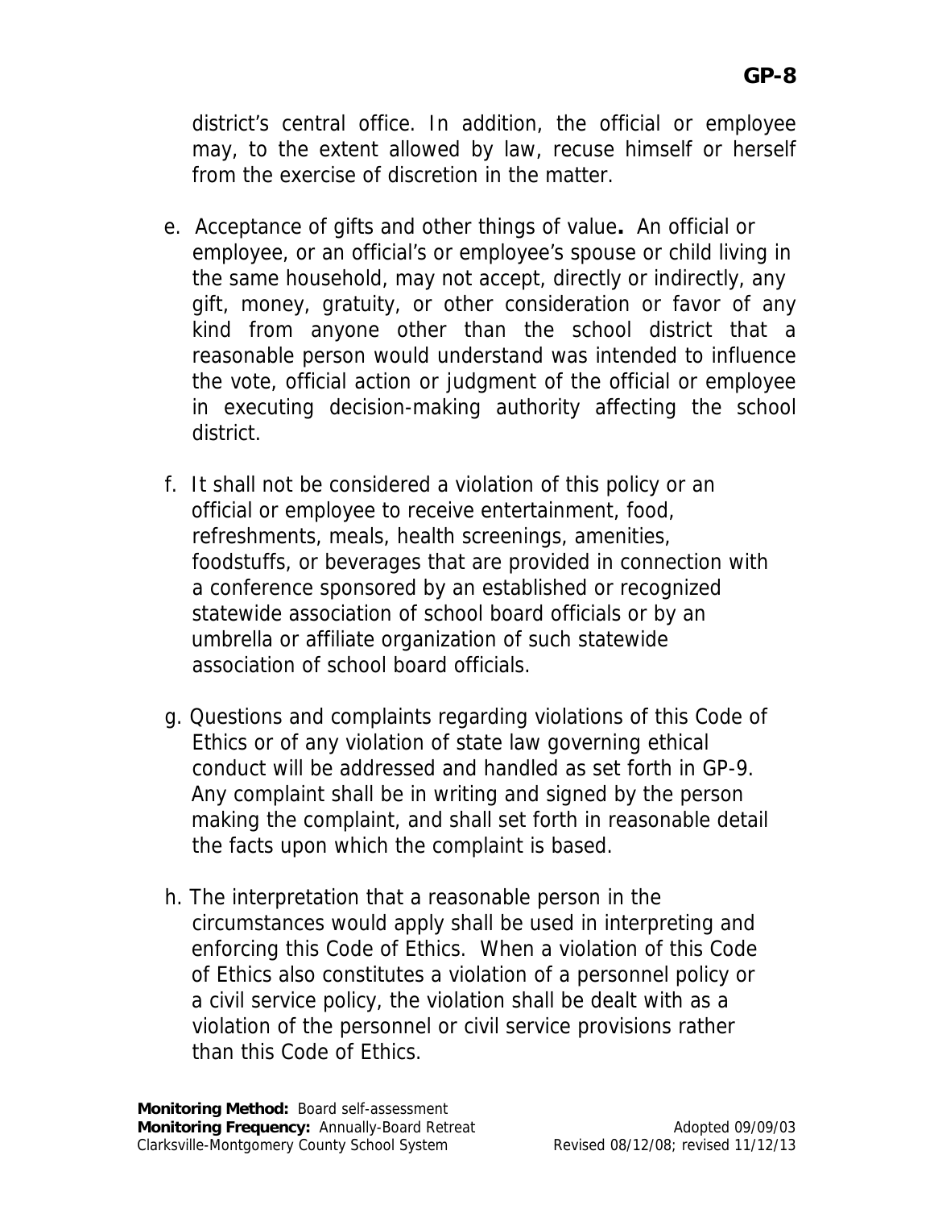district's central office. In addition, the official or employee may, to the extent allowed by law, recuse himself or herself from the exercise of discretion in the matter.

e. Acceptance of gifts and other things of value**.** An official or employee, or an official's or employee's spouse or child living in the same household, may not accept, directly or indirectly, any gift, money, gratuity, or other consideration or favor of any kind from anyone other than the school district that a reasonable person would understand was intended to influence the vote, official action or judgment of the official or employee in executing decision-making authority affecting the school district.

f. It shall not be considered a violation of this policy or an official or employee to receive entertainment, food, refreshments, meals, health screenings, amenities, foodstuffs, or beverages that are provided in connection with a conference sponsored by an established or recognized statewide association of school board officials or by an umbrella or affiliate organization of such statewide association of school board officials.

g. Questions and complaints regarding violations of this Code of Ethics or of any violation of state law governing ethical conduct will be addressed and handled as set forth in GP-9. Any complaint shall be in writing and signed by the person making the complaint, and shall set forth in reasonable detail the facts upon which the complaint is based.

h. The interpretation that a reasonable person in the circumstances would apply shall be used in interpreting and enforcing this Code of Ethics. When a violation of this Code of Ethics also constitutes a violation of a personnel policy or a civil service policy, the violation shall be dealt with as a violation of the personnel or civil service provisions rather than this Code of Ethics.

**Monitoring Method:** Board self-assessment
**Monitoring Frequency:** Annually-Board Retreat
Clarksville-Montgomery County School System

Adopted 09/09/03
Revised 08/12/08; revised 11/12/13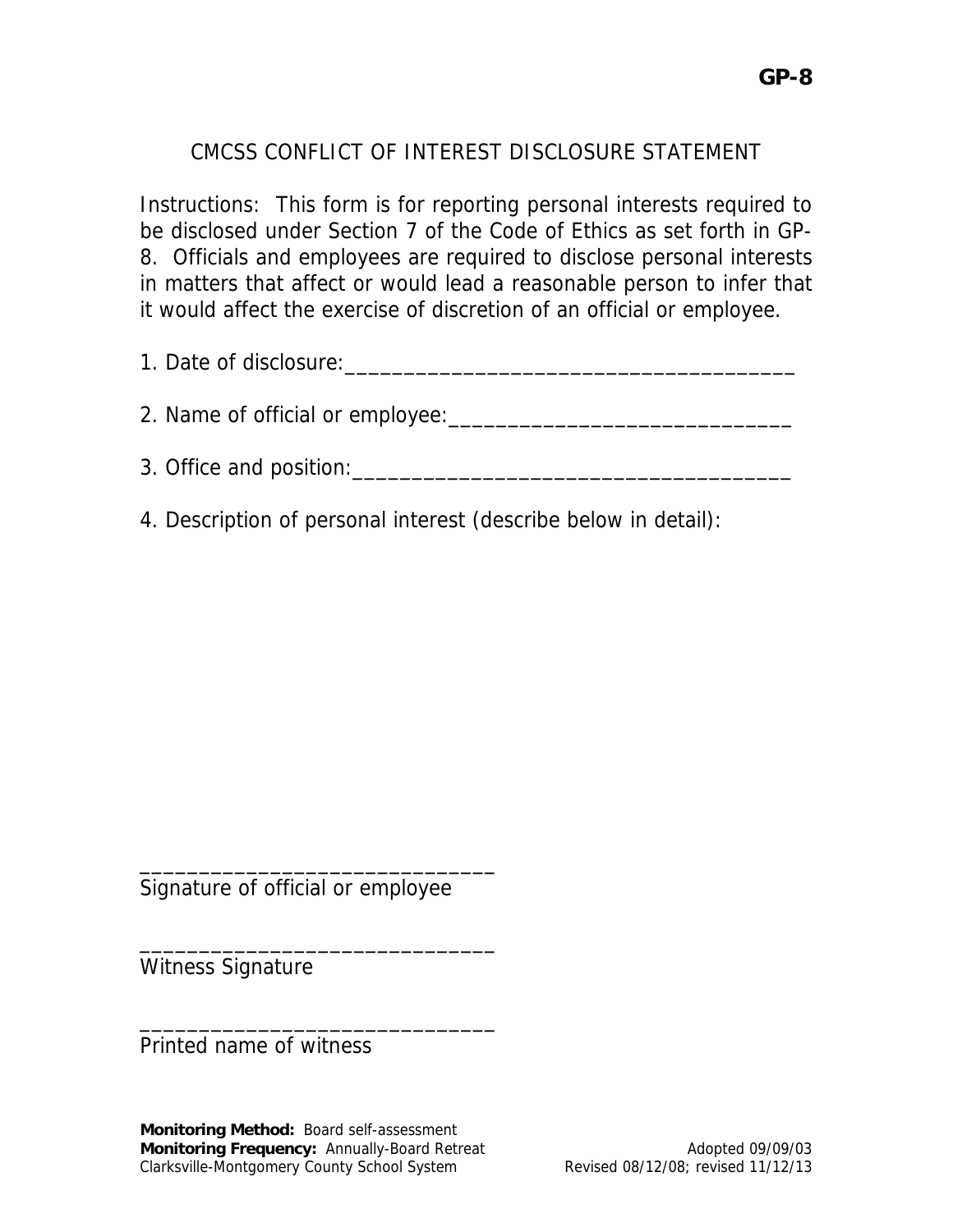**GP-8**

# CMCSS CONFLICT OF INTEREST DISCLOSURE STATEMENT

Instructions: This form is for reporting personal interests required to be disclosed under Section 7 of the Code of Ethics as set forth in GP-8. Officials and employees are required to disclose personal interests in matters that affect or would lead a reasonable person to infer that it would affect the exercise of discretion of an official or employee.

1. Date of disclosure:______________________________________

2. Name of official or employee:____________________________

3. Office and position:_____________________________________

4. Description of personal interest (describe below in detail):

______________________________
Signature of official or employee

______________________________
Witness Signature

______________________________
Printed name of witness

**Monitoring Method:** Board self-assessment
**Monitoring Frequency:** Annually-Board Retreat
Clarksville-Montgomery County School System

Adopted 09/09/03
Revised 08/12/08; revised 11/12/13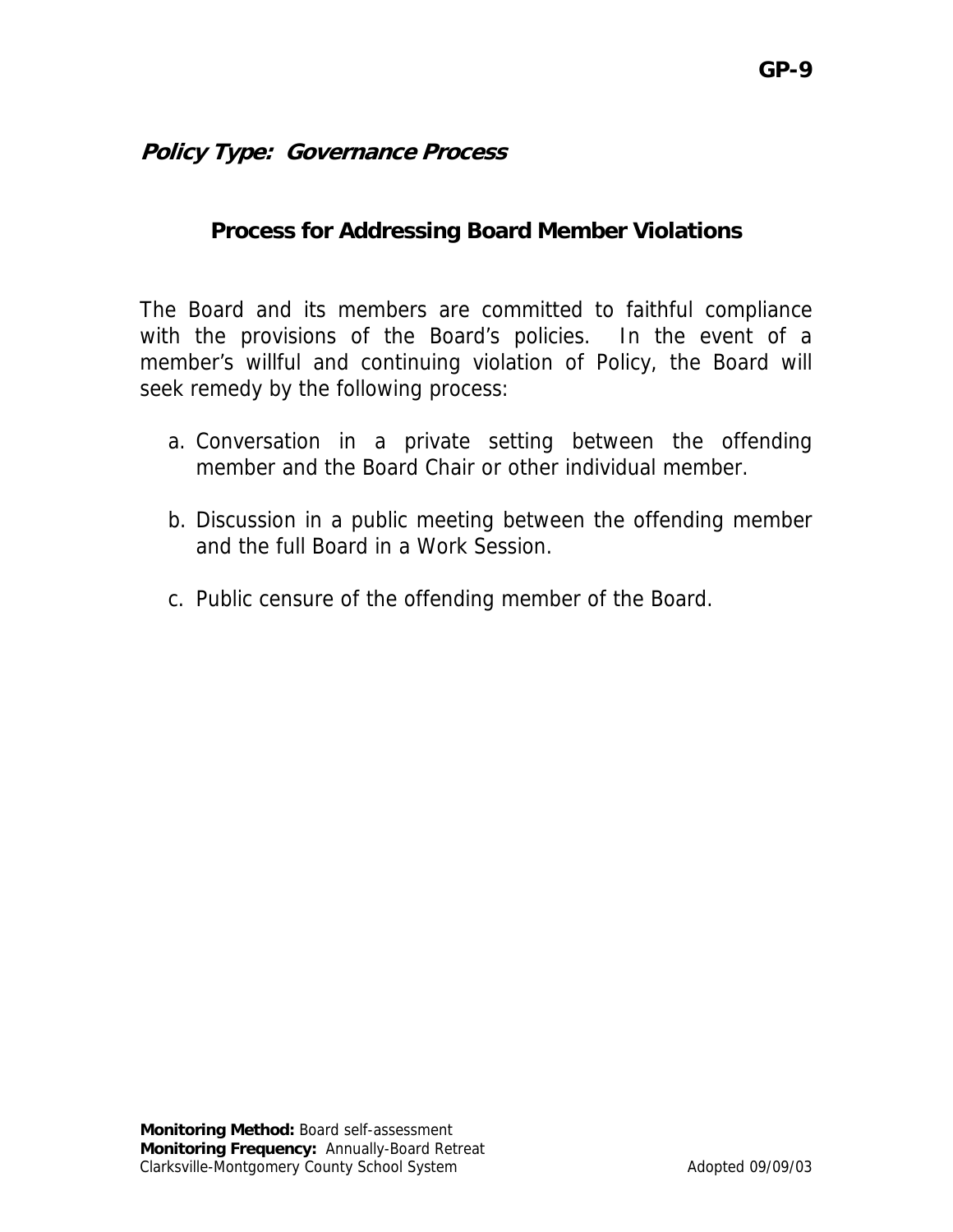**GP-9**

***Policy Type: Governance Process***

## Process for Addressing Board Member Violations

The Board and its members are committed to faithful compliance with the provisions of the Board's policies. In the event of a member's willful and continuing violation of Policy, the Board will seek remedy by the following process:

a. Conversation in a private setting between the offending member and the Board Chair or other individual member.

b. Discussion in a public meeting between the offending member and the full Board in a Work Session.

c. Public censure of the offending member of the Board.

**Monitoring Method:** Board self-assessment
**Monitoring Frequency:** Annually-Board Retreat
Clarksville-Montgomery County School System — Adopted 09/09/03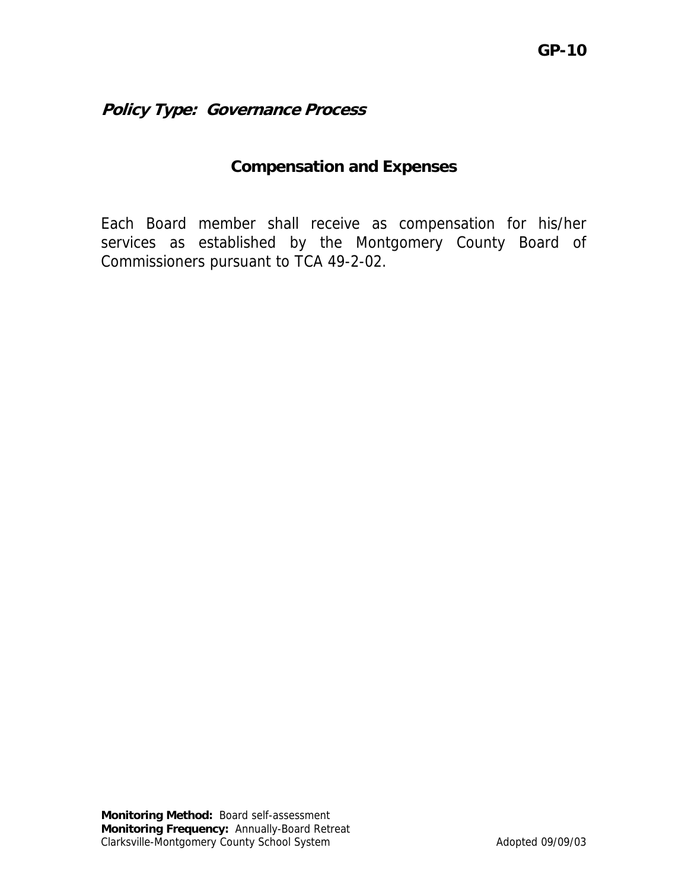**GP-10**

***Policy Type: Governance Process***

## Compensation and Expenses

Each Board member shall receive as compensation for his/her services as established by the Montgomery County Board of Commissioners pursuant to TCA 49-2-02.

**Monitoring Method:** Board self-assessment
**Monitoring Frequency:** Annually-Board Retreat
Clarksville-Montgomery County School System

Adopted 09/09/03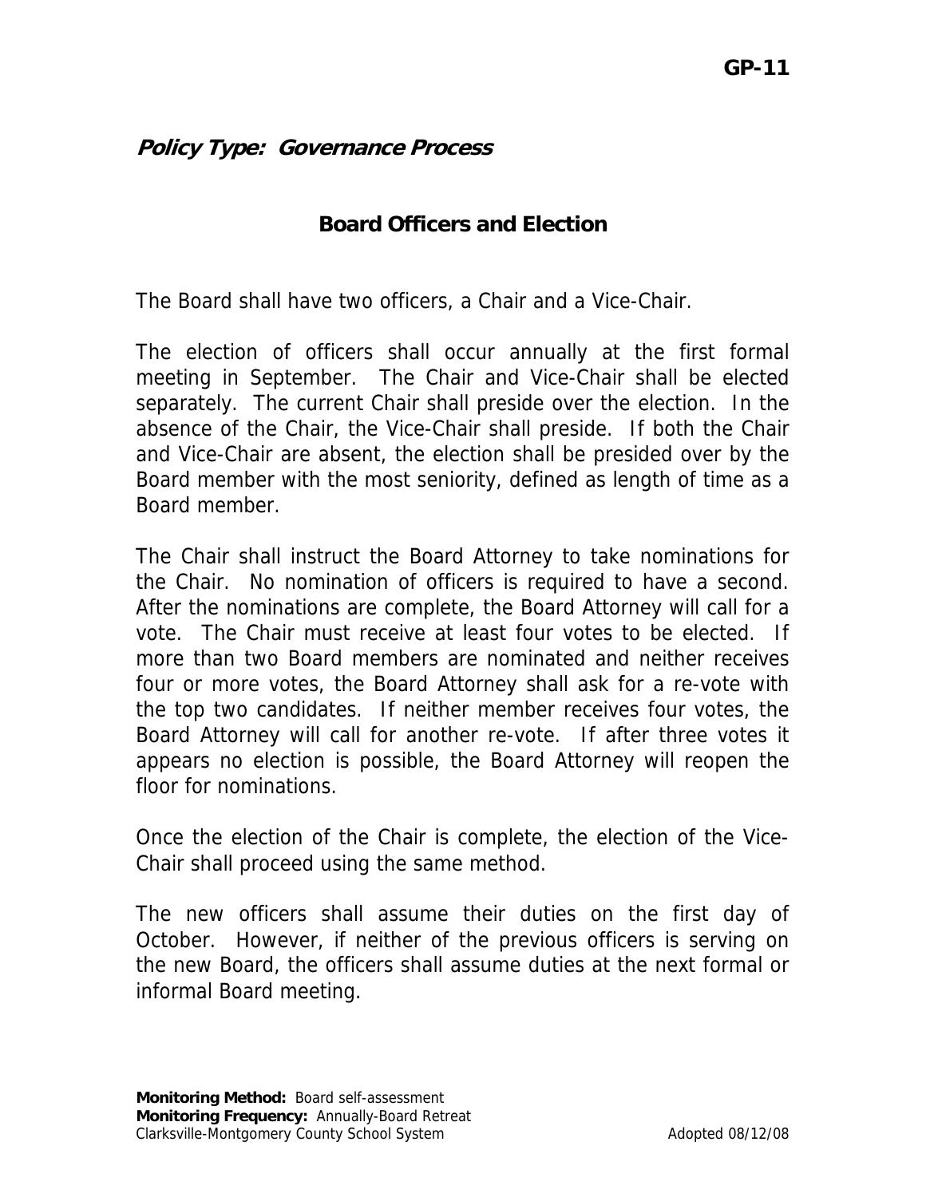GP-11

***Policy Type: Governance Process***

## Board Officers and Election

The Board shall have two officers, a Chair and a Vice-Chair.

The election of officers shall occur annually at the first formal meeting in September. The Chair and Vice-Chair shall be elected separately. The current Chair shall preside over the election. In the absence of the Chair, the Vice-Chair shall preside. If both the Chair and Vice-Chair are absent, the election shall be presided over by the Board member with the most seniority, defined as length of time as a Board member.

The Chair shall instruct the Board Attorney to take nominations for the Chair. No nomination of officers is required to have a second. After the nominations are complete, the Board Attorney will call for a vote. The Chair must receive at least four votes to be elected. If more than two Board members are nominated and neither receives four or more votes, the Board Attorney shall ask for a re-vote with the top two candidates. If neither member receives four votes, the Board Attorney will call for another re-vote. If after three votes it appears no election is possible, the Board Attorney will reopen the floor for nominations.

Once the election of the Chair is complete, the election of the Vice-Chair shall proceed using the same method.

The new officers shall assume their duties on the first day of October. However, if neither of the previous officers is serving on the new Board, the officers shall assume duties at the next formal or informal Board meeting.

**Monitoring Method:** Board self-assessment
**Monitoring Frequency:** Annually-Board Retreat
Clarksville-Montgomery County School System Adopted 08/12/08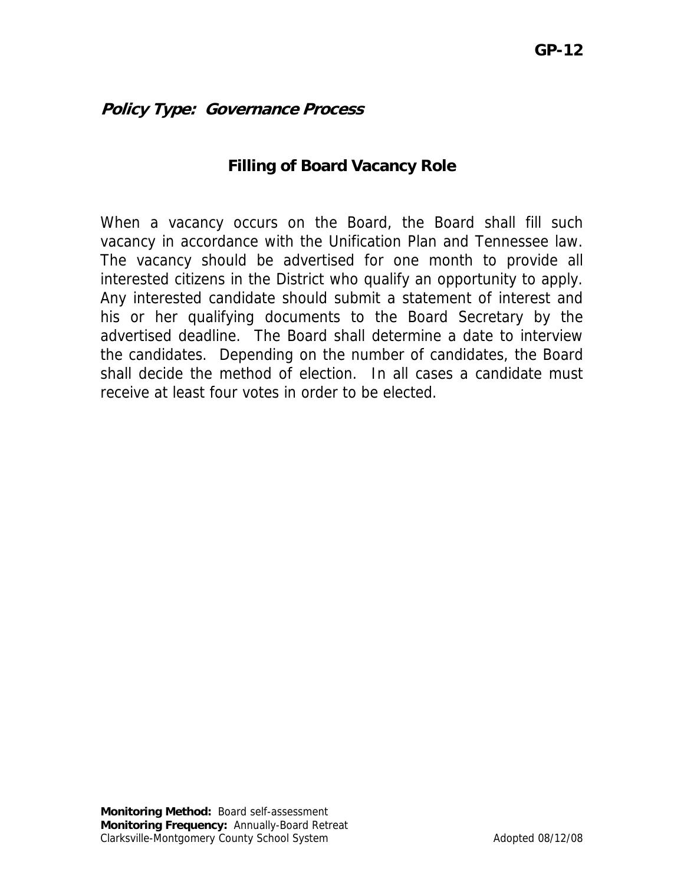**GP-12**

***Policy Type: Governance Process***

## Filling of Board Vacancy Role

When a vacancy occurs on the Board, the Board shall fill such vacancy in accordance with the Unification Plan and Tennessee law. The vacancy should be advertised for one month to provide all interested citizens in the District who qualify an opportunity to apply. Any interested candidate should submit a statement of interest and his or her qualifying documents to the Board Secretary by the advertised deadline. The Board shall determine a date to interview the candidates. Depending on the number of candidates, the Board shall decide the method of election. In all cases a candidate must receive at least four votes in order to be elected.

**Monitoring Method:** Board self-assessment
**Monitoring Frequency:** Annually-Board Retreat
Clarksville-Montgomery County School System

Adopted 08/12/08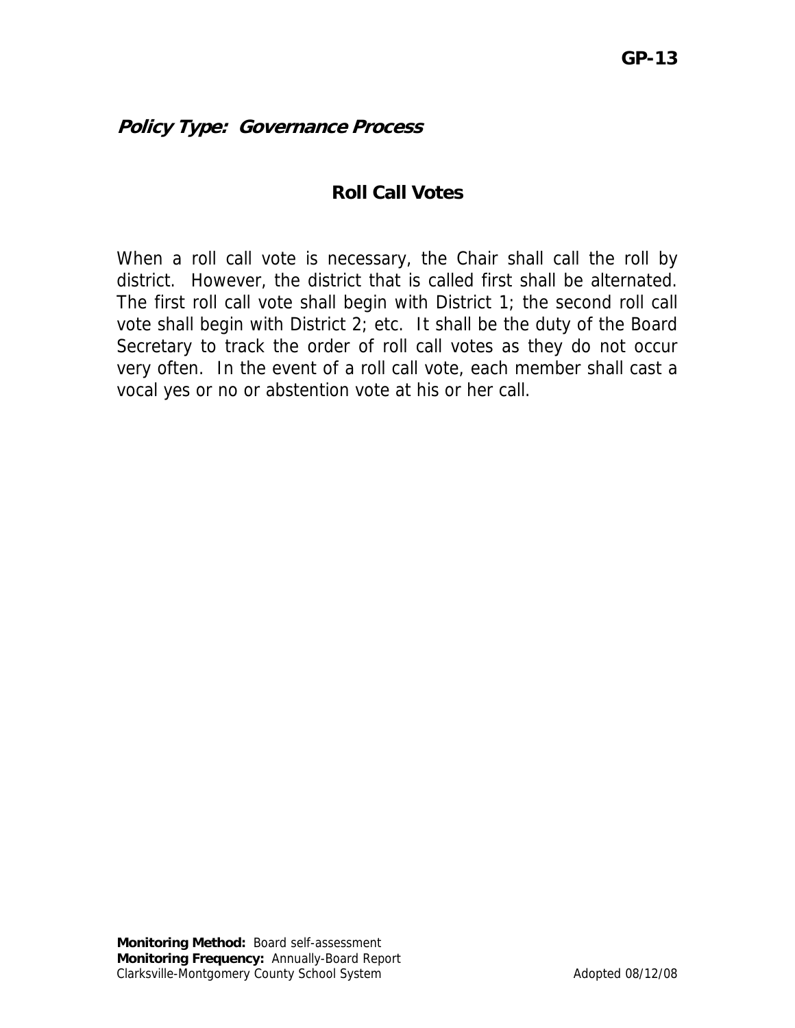**GP-13**

***Policy Type: Governance Process***

## Roll Call Votes

When a roll call vote is necessary, the Chair shall call the roll by district. However, the district that is called first shall be alternated. The first roll call vote shall begin with District 1; the second roll call vote shall begin with District 2; etc. It shall be the duty of the Board Secretary to track the order of roll call votes as they do not occur very often. In the event of a roll call vote, each member shall cast a vocal yes or no or abstention vote at his or her call.

**Monitoring Method:** Board self-assessment
**Monitoring Frequency:** Annually-Board Report
Clarksville-Montgomery County School System Adopted 08/12/08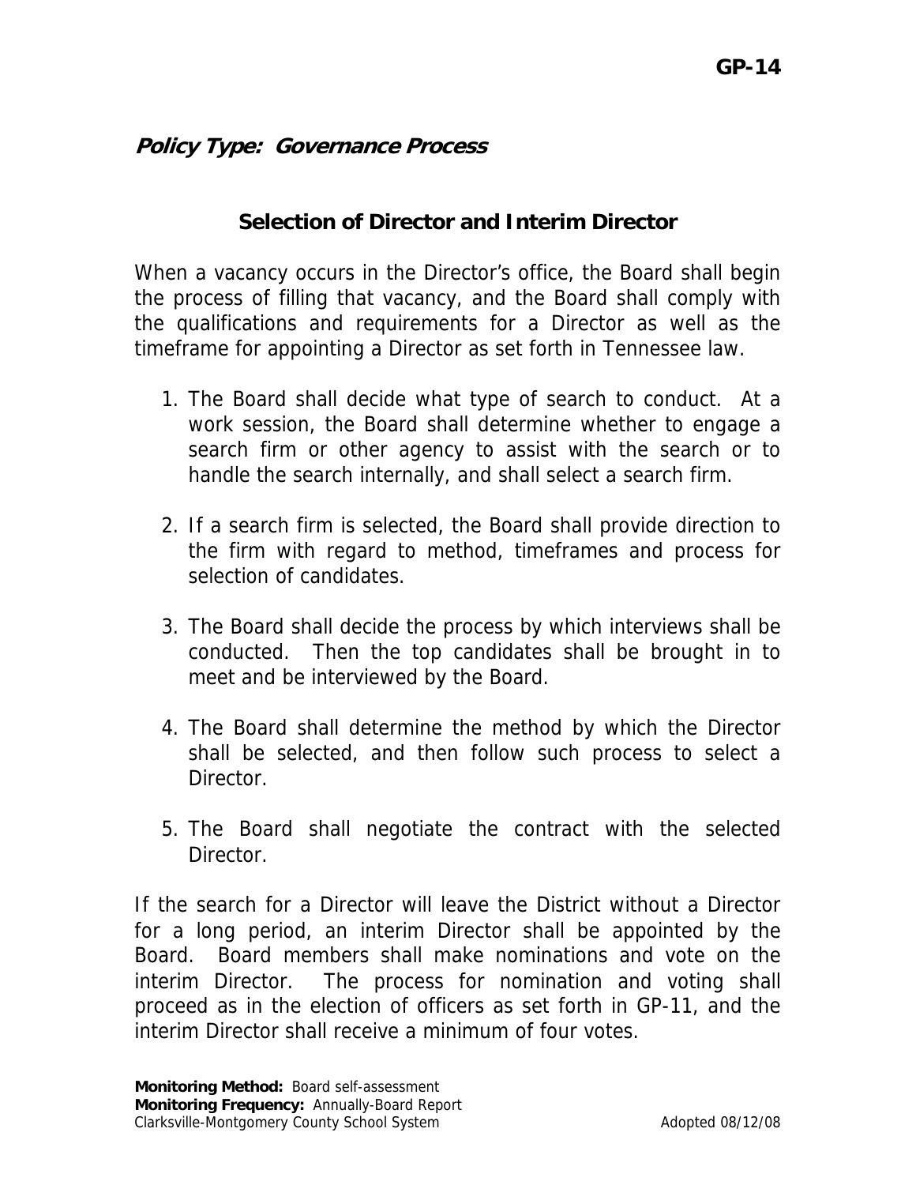**GP-14**

***Policy Type: Governance Process***

## Selection of Director and Interim Director

When a vacancy occurs in the Director's office, the Board shall begin the process of filling that vacancy, and the Board shall comply with the qualifications and requirements for a Director as well as the timeframe for appointing a Director as set forth in Tennessee law.

1. The Board shall decide what type of search to conduct. At a work session, the Board shall determine whether to engage a search firm or other agency to assist with the search or to handle the search internally, and shall select a search firm.

2. If a search firm is selected, the Board shall provide direction to the firm with regard to method, timeframes and process for selection of candidates.

3. The Board shall decide the process by which interviews shall be conducted. Then the top candidates shall be brought in to meet and be interviewed by the Board.

4. The Board shall determine the method by which the Director shall be selected, and then follow such process to select a Director.

5. The Board shall negotiate the contract with the selected Director.

If the search for a Director will leave the District without a Director for a long period, an interim Director shall be appointed by the Board. Board members shall make nominations and vote on the interim Director. The process for nomination and voting shall proceed as in the election of officers as set forth in GP-11, and the interim Director shall receive a minimum of four votes.

**Monitoring Method:** Board self-assessment
**Monitoring Frequency:** Annually-Board Report
Clarksville-Montgomery County School System — Adopted 08/12/08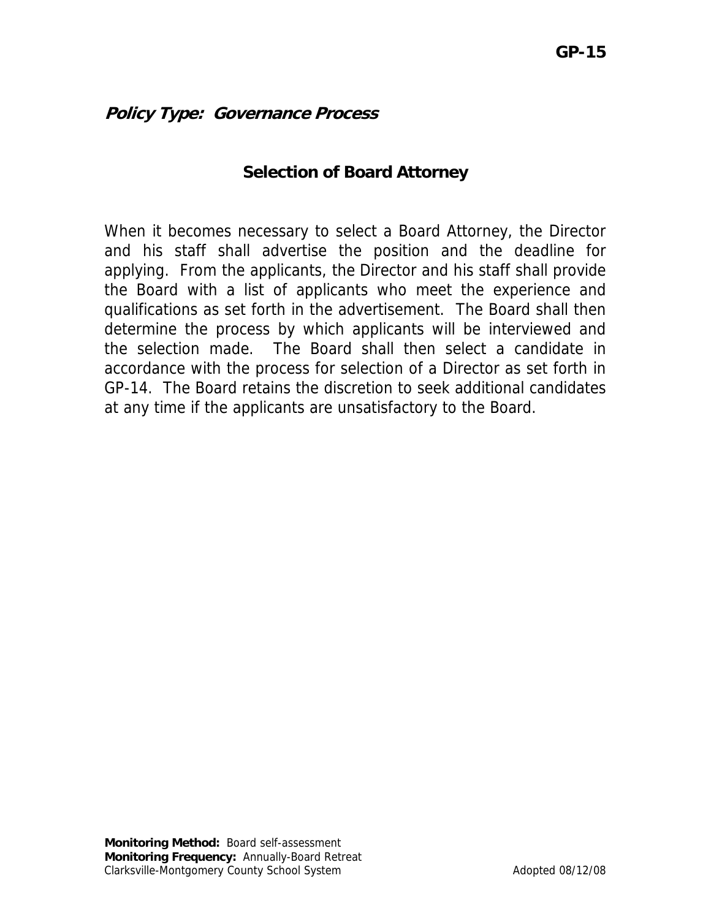GP-15

***Policy Type: Governance Process***

## Selection of Board Attorney

When it becomes necessary to select a Board Attorney, the Director and his staff shall advertise the position and the deadline for applying. From the applicants, the Director and his staff shall provide the Board with a list of applicants who meet the experience and qualifications as set forth in the advertisement. The Board shall then determine the process by which applicants will be interviewed and the selection made. The Board shall then select a candidate in accordance with the process for selection of a Director as set forth in GP-14. The Board retains the discretion to seek additional candidates at any time if the applicants are unsatisfactory to the Board.

**Monitoring Method:** Board self-assessment
**Monitoring Frequency:** Annually-Board Retreat
Clarksville-Montgomery County School System

Adopted 08/12/08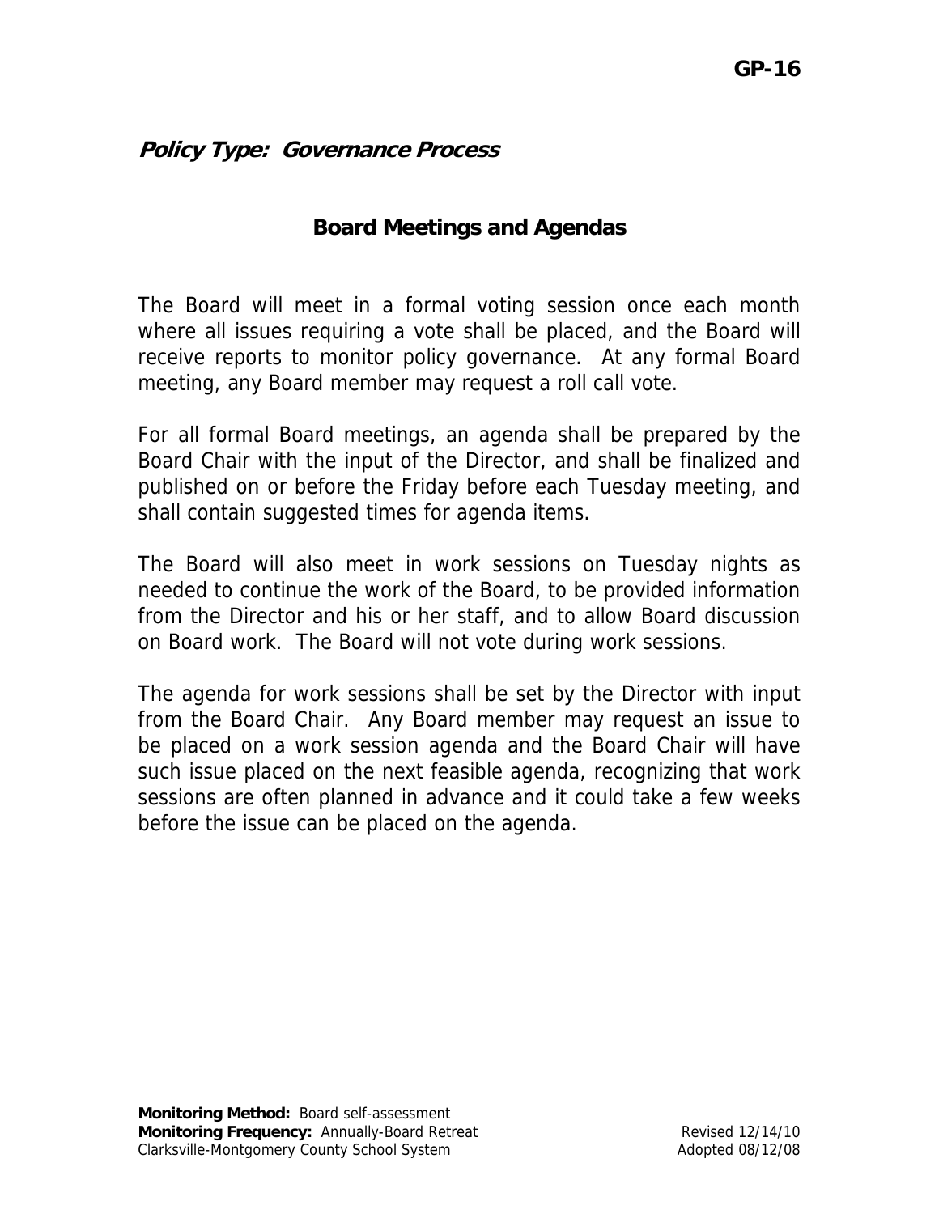**GP-16**

***Policy Type: Governance Process***

## Board Meetings and Agendas

The Board will meet in a formal voting session once each month where all issues requiring a vote shall be placed, and the Board will receive reports to monitor policy governance. At any formal Board meeting, any Board member may request a roll call vote.

For all formal Board meetings, an agenda shall be prepared by the Board Chair with the input of the Director, and shall be finalized and published on or before the Friday before each Tuesday meeting, and shall contain suggested times for agenda items.

The Board will also meet in work sessions on Tuesday nights as needed to continue the work of the Board, to be provided information from the Director and his or her staff, and to allow Board discussion on Board work. The Board will not vote during work sessions.

The agenda for work sessions shall be set by the Director with input from the Board Chair. Any Board member may request an issue to be placed on a work session agenda and the Board Chair will have such issue placed on the next feasible agenda, recognizing that work sessions are often planned in advance and it could take a few weeks before the issue can be placed on the agenda.

**Monitoring Method:** Board self-assessment
**Monitoring Frequency:** Annually-Board Retreat
Clarksville-Montgomery County School System

Revised 12/14/10
Adopted 08/12/08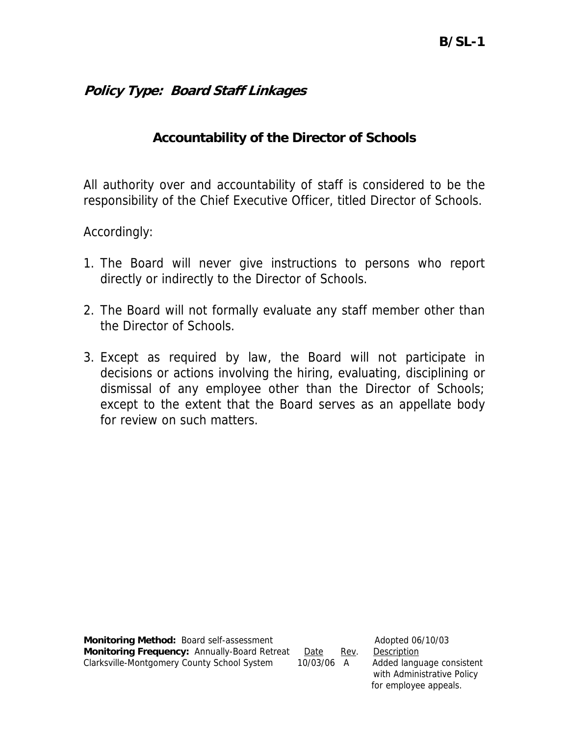B/SL-1

***Policy Type: Board Staff Linkages***

## Accountability of the Director of Schools

All authority over and accountability of staff is considered to be the responsibility of the Chief Executive Officer, titled Director of Schools.

Accordingly:

1. The Board will never give instructions to persons who report directly or indirectly to the Director of Schools.

2. The Board will not formally evaluate any staff member other than the Director of Schools.

3. Except as required by law, the Board will not participate in decisions or actions involving the hiring, evaluating, disciplining or dismissal of any employee other than the Director of Schools; except to the extent that the Board serves as an appellate body for review on such matters.

**Monitoring Method:** Board self-assessment
**Monitoring Frequency:** Annually-Board Retreat
Clarksville-Montgomery County School System

Adopted 06/10/03

| Date | Rev. | Description |
|---|---|---|
| 10/03/06 | A | Added language consistent with Administrative Policy for employee appeals. |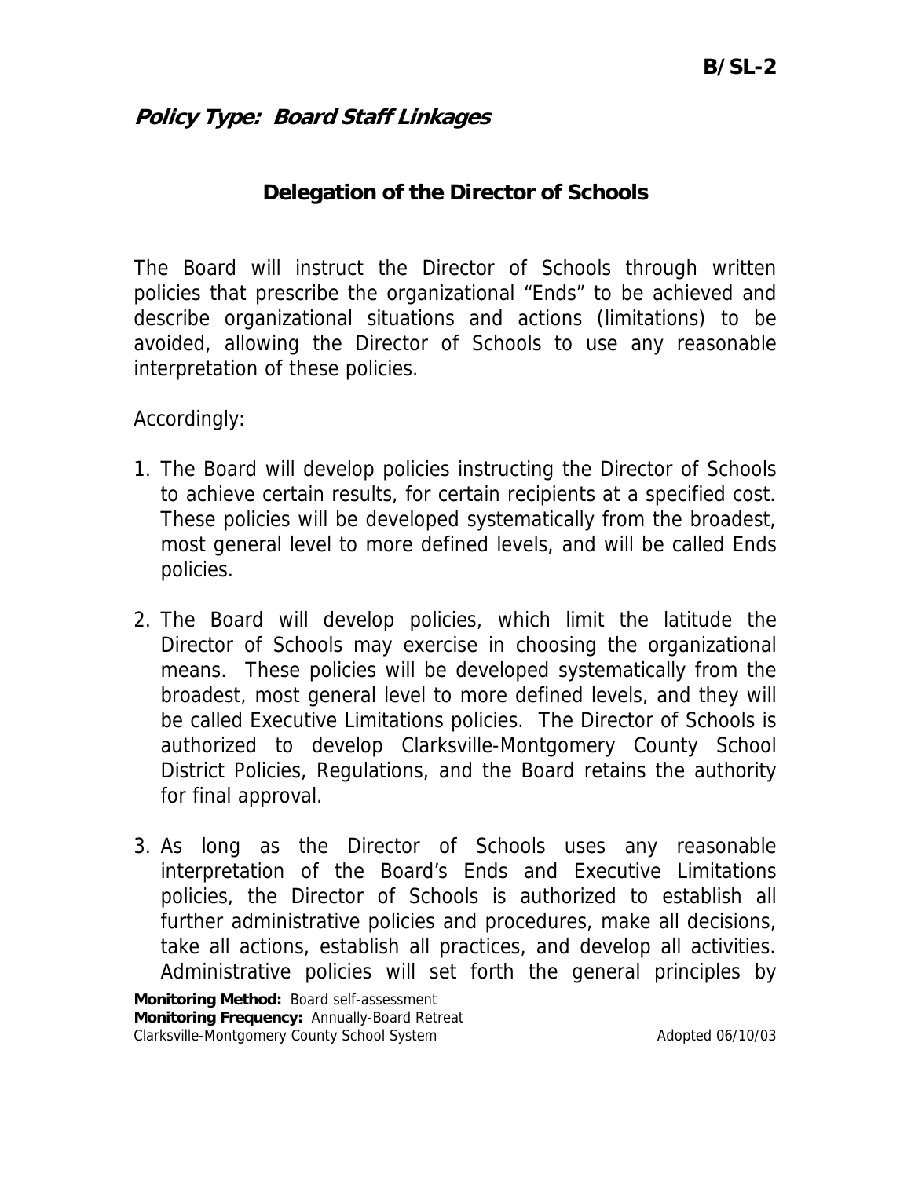**B/SL-2**

***Policy Type: Board Staff Linkages***

## Delegation of the Director of Schools

The Board will instruct the Director of Schools through written policies that prescribe the organizational "Ends" to be achieved and describe organizational situations and actions (limitations) to be avoided, allowing the Director of Schools to use any reasonable interpretation of these policies.

Accordingly:

1. The Board will develop policies instructing the Director of Schools to achieve certain results, for certain recipients at a specified cost. These policies will be developed systematically from the broadest, most general level to more defined levels, and will be called Ends policies.

2. The Board will develop policies, which limit the latitude the Director of Schools may exercise in choosing the organizational means. These policies will be developed systematically from the broadest, most general level to more defined levels, and they will be called Executive Limitations policies. The Director of Schools is authorized to develop Clarksville-Montgomery County School District Policies, Regulations, and the Board retains the authority for final approval.

3. As long as the Director of Schools uses any reasonable interpretation of the Board's Ends and Executive Limitations policies, the Director of Schools is authorized to establish all further administrative policies and procedures, make all decisions, take all actions, establish all practices, and develop all activities. Administrative policies will set forth the general principles by

**Monitoring Method:** Board self-assessment
**Monitoring Frequency:** Annually-Board Retreat
Clarksville-Montgomery County School System Adopted 06/10/03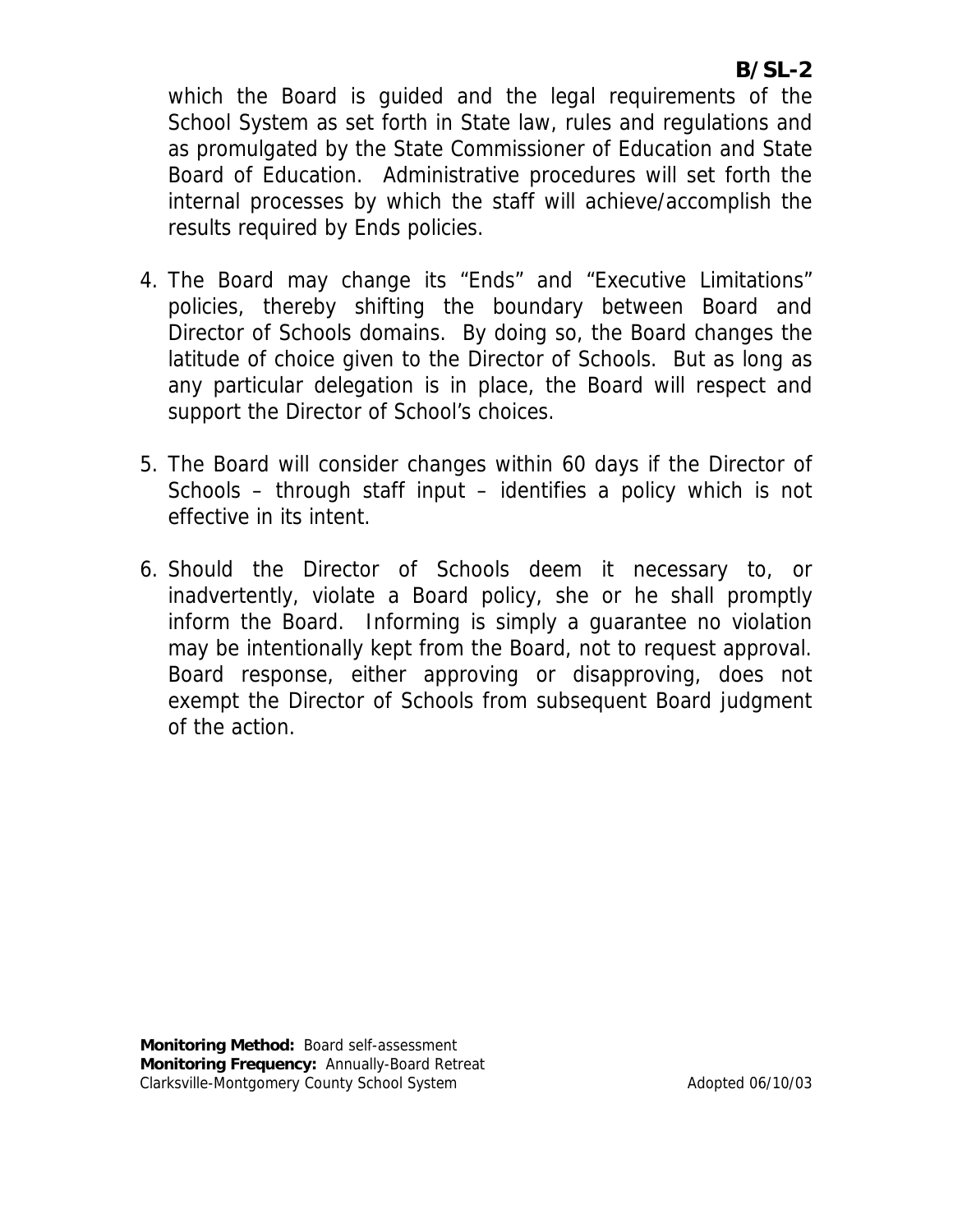**B/SL-2**

which the Board is guided and the legal requirements of the School System as set forth in State law, rules and regulations and as promulgated by the State Commissioner of Education and State Board of Education. Administrative procedures will set forth the internal processes by which the staff will achieve/accomplish the results required by Ends policies.

4. The Board may change its "Ends" and "Executive Limitations" policies, thereby shifting the boundary between Board and Director of Schools domains. By doing so, the Board changes the latitude of choice given to the Director of Schools. But as long as any particular delegation is in place, the Board will respect and support the Director of School's choices.

5. The Board will consider changes within 60 days if the Director of Schools – through staff input – identifies a policy which is not effective in its intent.

6. Should the Director of Schools deem it necessary to, or inadvertently, violate a Board policy, she or he shall promptly inform the Board. Informing is simply a guarantee no violation may be intentionally kept from the Board, not to request approval. Board response, either approving or disapproving, does not exempt the Director of Schools from subsequent Board judgment of the action.

**Monitoring Method:** Board self-assessment
**Monitoring Frequency:** Annually-Board Retreat
Clarksville-Montgomery County School System

Adopted 06/10/03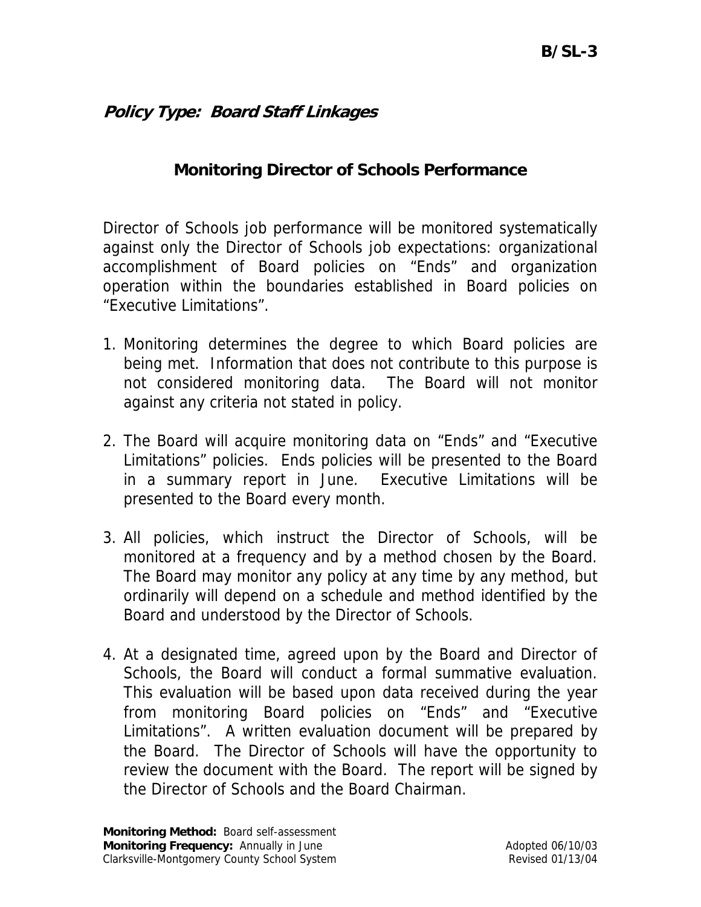**B/SL-3**

***Policy Type: Board Staff Linkages***

## Monitoring Director of Schools Performance

Director of Schools job performance will be monitored systematically against only the Director of Schools job expectations: organizational accomplishment of Board policies on "Ends" and organization operation within the boundaries established in Board policies on "Executive Limitations".

1. Monitoring determines the degree to which Board policies are being met. Information that does not contribute to this purpose is not considered monitoring data. The Board will not monitor against any criteria not stated in policy.

2. The Board will acquire monitoring data on "Ends" and "Executive Limitations" policies. Ends policies will be presented to the Board in a summary report in June. Executive Limitations will be presented to the Board every month.

3. All policies, which instruct the Director of Schools, will be monitored at a frequency and by a method chosen by the Board. The Board may monitor any policy at any time by any method, but ordinarily will depend on a schedule and method identified by the Board and understood by the Director of Schools.

4. At a designated time, agreed upon by the Board and Director of Schools, the Board will conduct a formal summative evaluation. This evaluation will be based upon data received during the year from monitoring Board policies on "Ends" and "Executive Limitations". A written evaluation document will be prepared by the Board. The Director of Schools will have the opportunity to review the document with the Board. The report will be signed by the Director of Schools and the Board Chairman.

**Monitoring Method:** Board self-assessment
**Monitoring Frequency:** Annually in June
Clarksville-Montgomery County School System

Adopted 06/10/03
Revised 01/13/04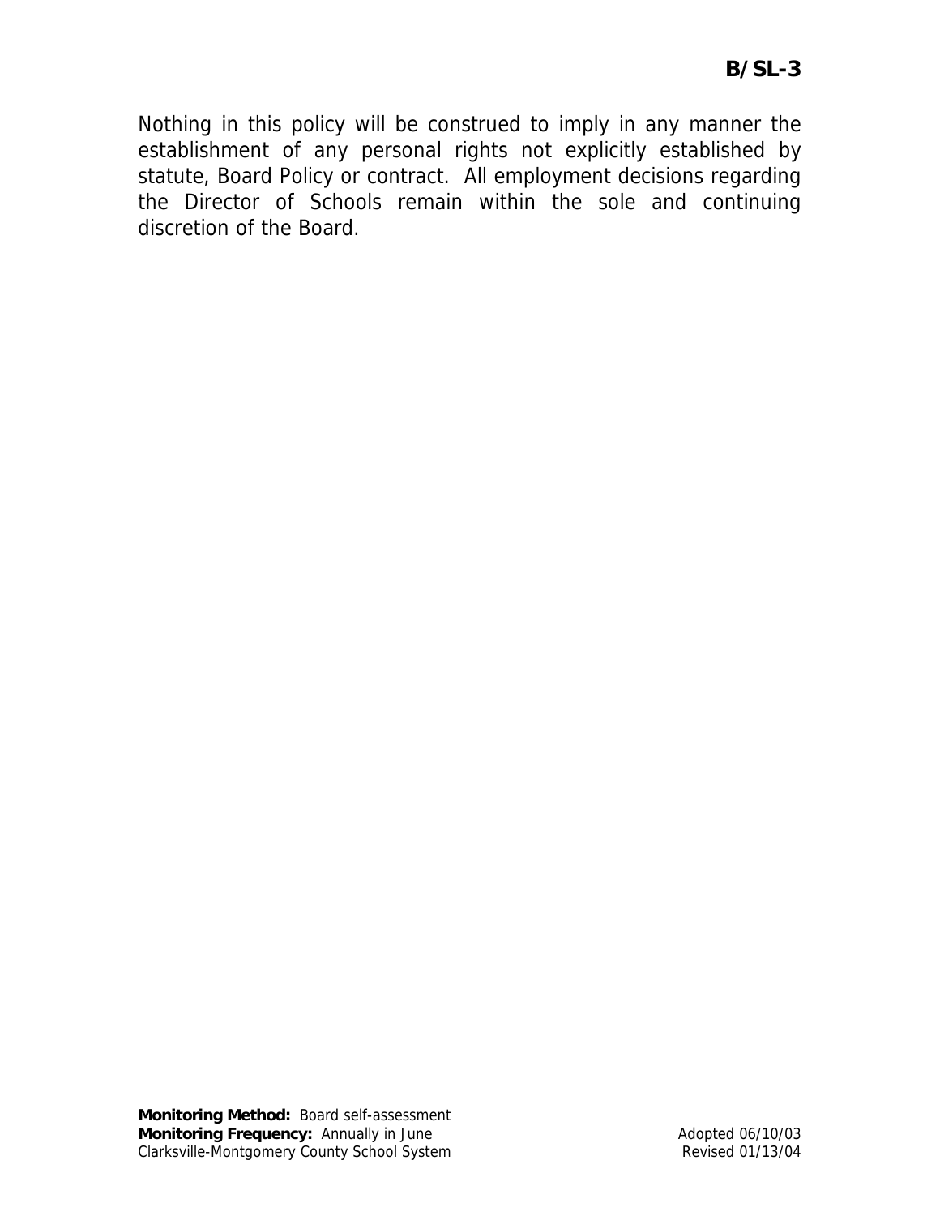Nothing in this policy will be construed to imply in any manner the establishment of any personal rights not explicitly established by statute, Board Policy or contract. All employment decisions regarding the Director of Schools remain within the sole and continuing discretion of the Board.

**Monitoring Method:** Board self-assessment
**Monitoring Frequency:** Annually in June

Adopted 06/10/03
Revised 01/13/04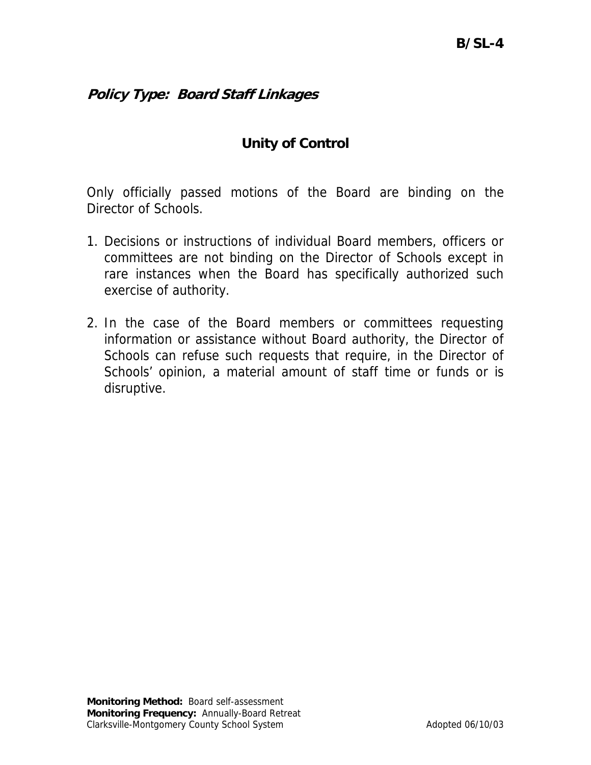**B/SL-4**

***Policy Type: Board Staff Linkages***

## Unity of Control

Only officially passed motions of the Board are binding on the Director of Schools.

1. Decisions or instructions of individual Board members, officers or committees are not binding on the Director of Schools except in rare instances when the Board has specifically authorized such exercise of authority.

2. In the case of the Board members or committees requesting information or assistance without Board authority, the Director of Schools can refuse such requests that require, in the Director of Schools' opinion, a material amount of staff time or funds or is disruptive.

**Monitoring Method:** Board self-assessment
**Monitoring Frequency:** Annually-Board Retreat
Clarksville-Montgomery County School System Adopted 06/10/03